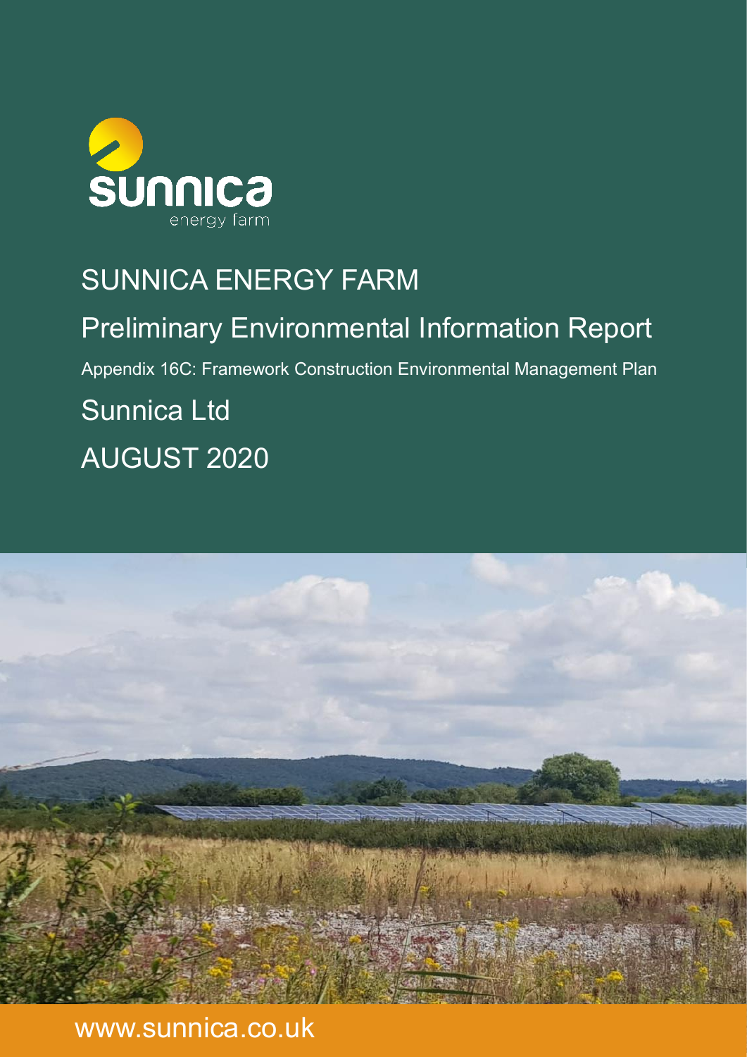sunnica

energy farm

# SUNNICA ENERGY FARM

## Preliminary Environmental Information Report

Appendix 16C: Framework Construction Environmental Management Plan

## Sunnica Ltd

## AUGUST 2020

www.sunnica.co.uk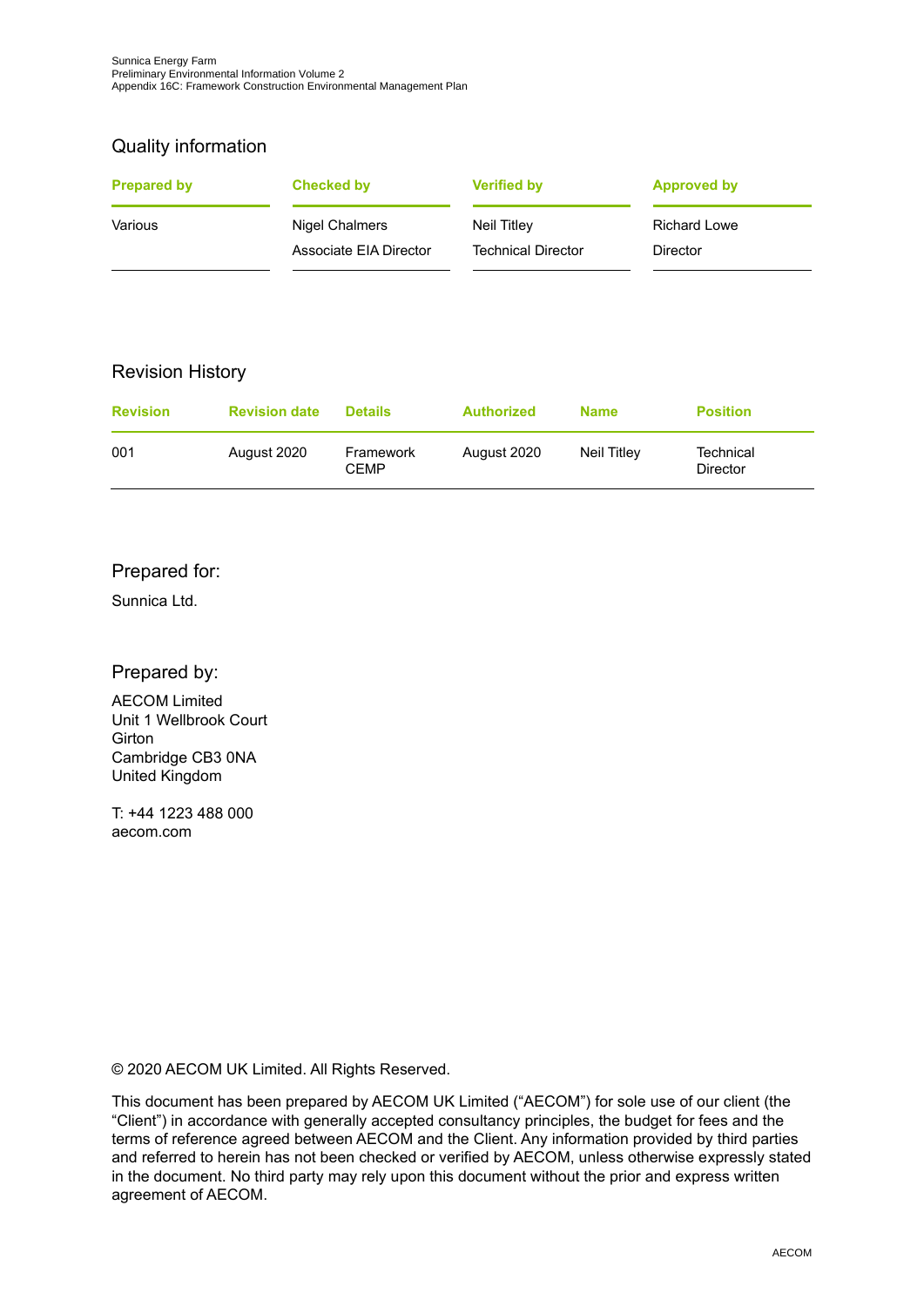## Quality information

| Prepared by | Checked by | Verified by | Approved by |
|---|---|---|---|
| Various | Nigel Chalmers | Neil Titley | Richard Lowe |
| | Associate EIA Director | Technical Director | Director |

## Revision History

| Revision | Revision date | Details | Authorized | Name | Position |
|---|---|---|---|---|---|
| 001 | August 2020 | Framework CEMP | August 2020 | Neil Titley | Technical Director |

## Prepared for:

Sunnica Ltd.

## Prepared by:

AECOM Limited
Unit 1 Wellbrook Court
Girton
Cambridge CB3 0NA
United Kingdom

T: +44 1223 488 000
aecom.com

© 2020 AECOM UK Limited. All Rights Reserved.

This document has been prepared by AECOM UK Limited ("AECOM") for sole use of our client (the "Client") in accordance with generally accepted consultancy principles, the budget for fees and the terms of reference agreed between AECOM and the Client. Any information provided by third parties and referred to herein has not been checked or verified by AECOM, unless otherwise expressly stated in the document. No third party may rely upon this document without the prior and express written agreement of AECOM.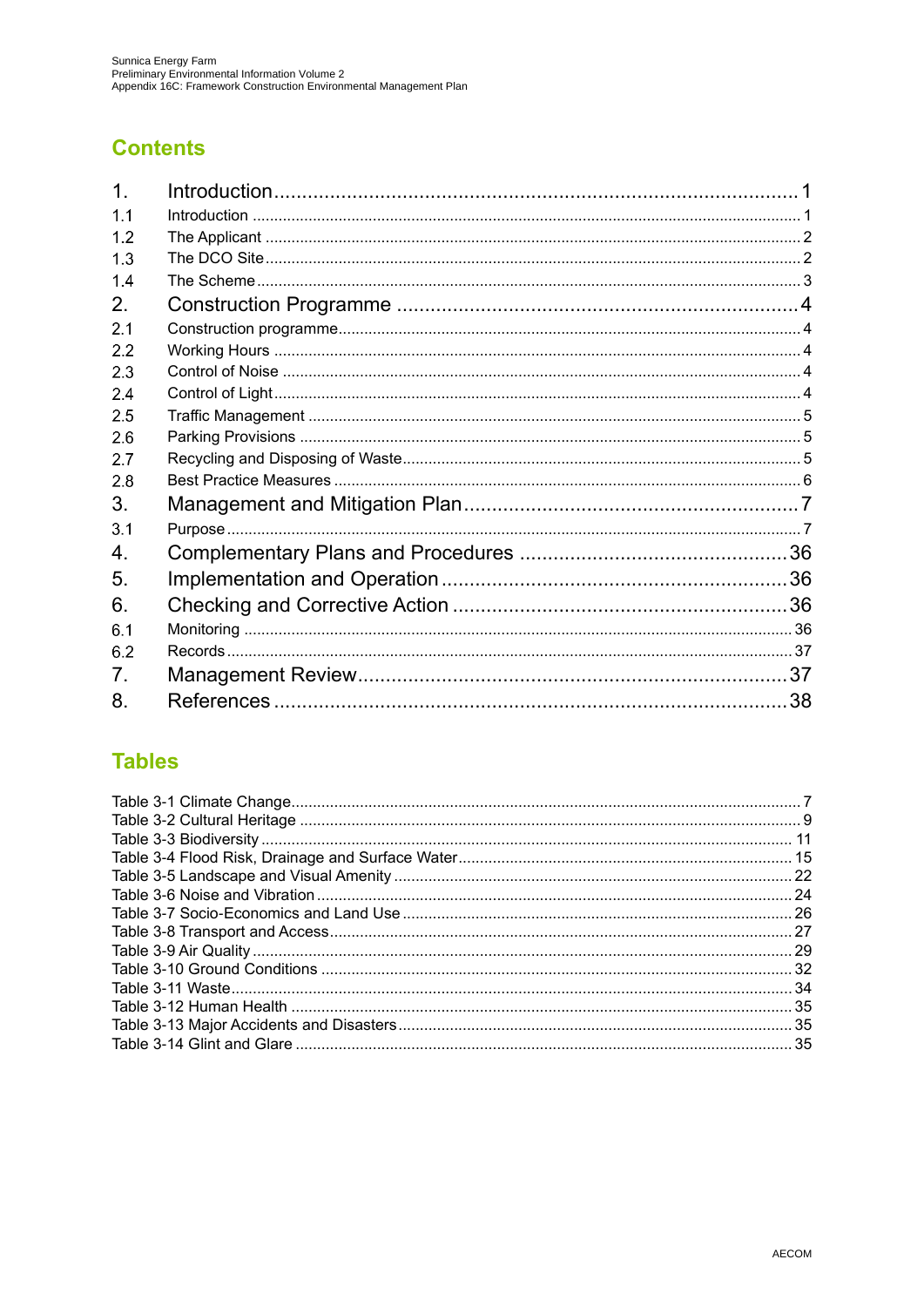## Contents

1. Introduction ... 1
   - 1.1 Introduction ... 1
   - 1.2 The Applicant ... 2
   - 1.3 The DCO Site ... 2
   - 1.4 The Scheme ... 3
2. Construction Programme ... 4
   - 2.1 Construction programme ... 4
   - 2.2 Working Hours ... 4
   - 2.3 Control of Noise ... 4
   - 2.4 Control of Light ... 4
   - 2.5 Traffic Management ... 5
   - 2.6 Parking Provisions ... 5
   - 2.7 Recycling and Disposing of Waste ... 5
   - 2.8 Best Practice Measures ... 6
3. Management and Mitigation Plan ... 7
   - 3.1 Purpose ... 7
4. Complementary Plans and Procedures ... 36
5. Implementation and Operation ... 36
6. Checking and Corrective Action ... 36
   - 6.1 Monitoring ... 36
   - 6.2 Records ... 37
7. Management Review ... 37
8. References ... 38

## Tables

Table 3-1 Climate Change ... 7
Table 3-2 Cultural Heritage ... 9
Table 3-3 Biodiversity ... 11
Table 3-4 Flood Risk, Drainage and Surface Water ... 15
Table 3-5 Landscape and Visual Amenity ... 22
Table 3-6 Noise and Vibration ... 24
Table 3-7 Socio-Economics and Land Use ... 26
Table 3-8 Transport and Access ... 27
Table 3-9 Air Quality ... 29
Table 3-10 Ground Conditions ... 32
Table 3-11 Waste ... 34
Table 3-12 Human Health ... 35
Table 3-13 Major Accidents and Disasters ... 35
Table 3-14 Glint and Glare ... 35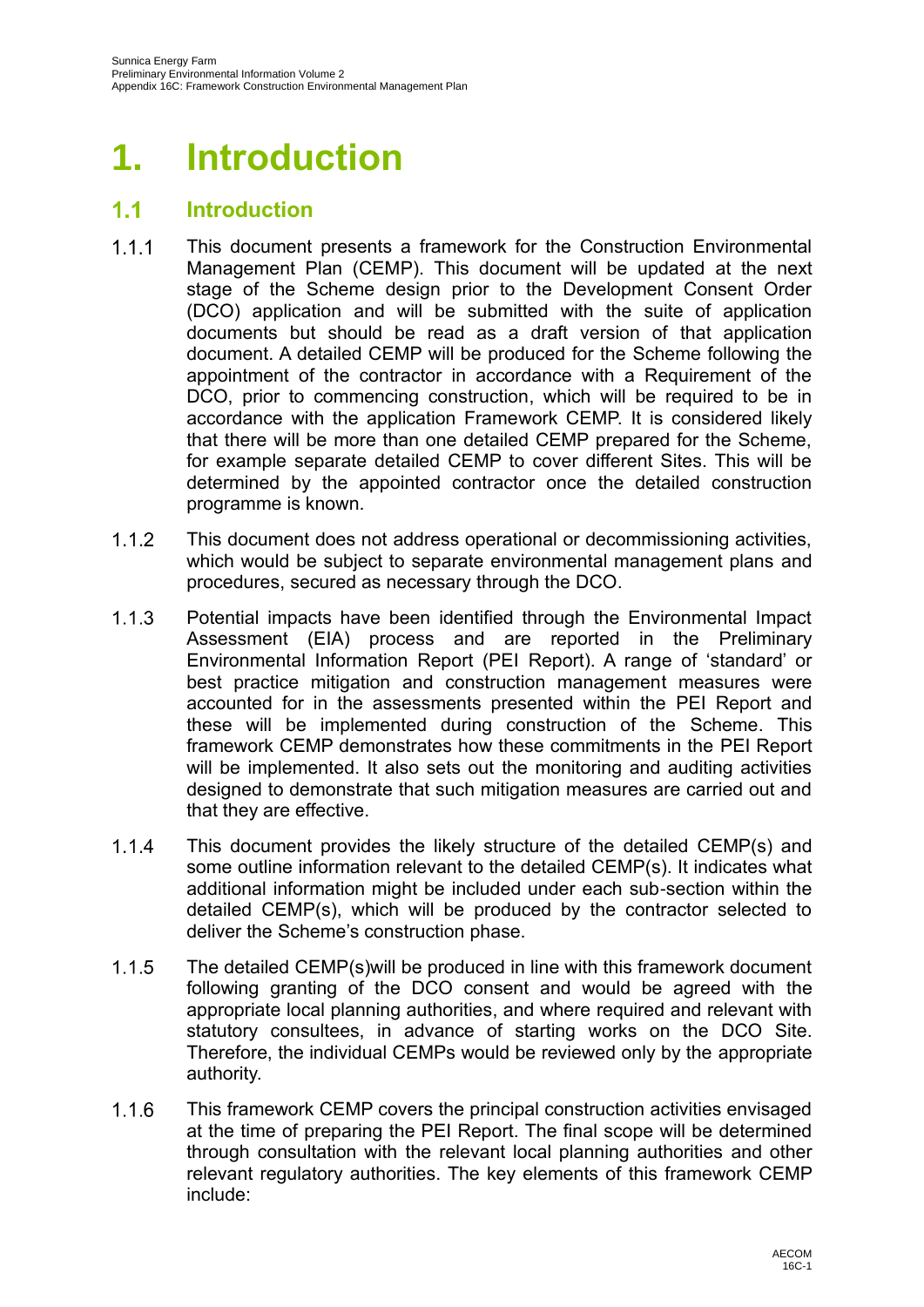# 1. Introduction

## 1.1 Introduction

1.1.1 This document presents a framework for the Construction Environmental Management Plan (CEMP). This document will be updated at the next stage of the Scheme design prior to the Development Consent Order (DCO) application and will be submitted with the suite of application documents but should be read as a draft version of that application document. A detailed CEMP will be produced for the Scheme following the appointment of the contractor in accordance with a Requirement of the DCO, prior to commencing construction, which will be required to be in accordance with the application Framework CEMP. It is considered likely that there will be more than one detailed CEMP prepared for the Scheme, for example separate detailed CEMP to cover different Sites. This will be determined by the appointed contractor once the detailed construction programme is known.

1.1.2 This document does not address operational or decommissioning activities, which would be subject to separate environmental management plans and procedures, secured as necessary through the DCO.

1.1.3 Potential impacts have been identified through the Environmental Impact Assessment (EIA) process and are reported in the Preliminary Environmental Information Report (PEI Report). A range of 'standard' or best practice mitigation and construction management measures were accounted for in the assessments presented within the PEI Report and these will be implemented during construction of the Scheme. This framework CEMP demonstrates how these commitments in the PEI Report will be implemented. It also sets out the monitoring and auditing activities designed to demonstrate that such mitigation measures are carried out and that they are effective.

1.1.4 This document provides the likely structure of the detailed CEMP(s) and some outline information relevant to the detailed CEMP(s). It indicates what additional information might be included under each sub-section within the detailed CEMP(s), which will be produced by the contractor selected to deliver the Scheme's construction phase.

1.1.5 The detailed CEMP(s)will be produced in line with this framework document following granting of the DCO consent and would be agreed with the appropriate local planning authorities, and where required and relevant with statutory consultees, in advance of starting works on the DCO Site. Therefore, the individual CEMPs would be reviewed only by the appropriate authority.

1.1.6 This framework CEMP covers the principal construction activities envisaged at the time of preparing the PEI Report. The final scope will be determined through consultation with the relevant local planning authorities and other relevant regulatory authorities. The key elements of this framework CEMP include: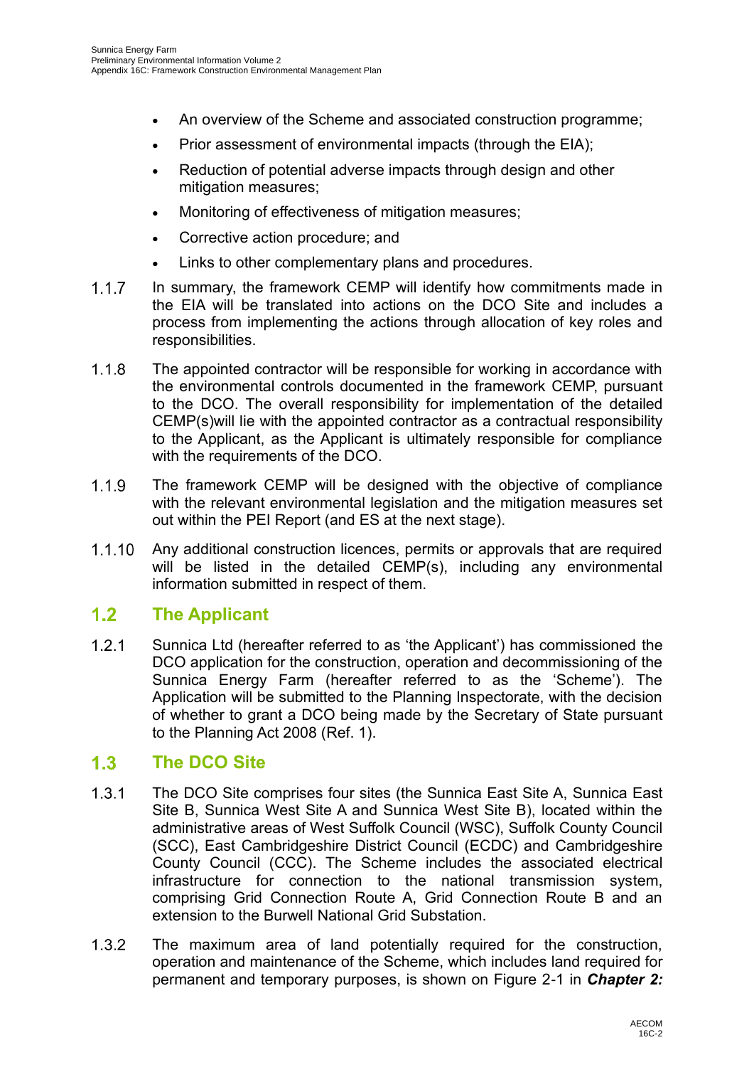- An overview of the Scheme and associated construction programme;
- Prior assessment of environmental impacts (through the EIA);
- Reduction of potential adverse impacts through design and other mitigation measures;
- Monitoring of effectiveness of mitigation measures;
- Corrective action procedure; and
- Links to other complementary plans and procedures.

1.1.7 In summary, the framework CEMP will identify how commitments made in the EIA will be translated into actions on the DCO Site and includes a process from implementing the actions through allocation of key roles and responsibilities.

1.1.8 The appointed contractor will be responsible for working in accordance with the environmental controls documented in the framework CEMP, pursuant to the DCO. The overall responsibility for implementation of the detailed CEMP(s)will lie with the appointed contractor as a contractual responsibility to the Applicant, as the Applicant is ultimately responsible for compliance with the requirements of the DCO.

1.1.9 The framework CEMP will be designed with the objective of compliance with the relevant environmental legislation and the mitigation measures set out within the PEI Report (and ES at the next stage).

1.1.10 Any additional construction licences, permits or approvals that are required will be listed in the detailed CEMP(s), including any environmental information submitted in respect of them.

## 1.2 The Applicant

1.2.1 Sunnica Ltd (hereafter referred to as 'the Applicant') has commissioned the DCO application for the construction, operation and decommissioning of the Sunnica Energy Farm (hereafter referred to as the 'Scheme'). The Application will be submitted to the Planning Inspectorate, with the decision of whether to grant a DCO being made by the Secretary of State pursuant to the Planning Act 2008 (Ref. 1).

## 1.3 The DCO Site

1.3.1 The DCO Site comprises four sites (the Sunnica East Site A, Sunnica East Site B, Sunnica West Site A and Sunnica West Site B), located within the administrative areas of West Suffolk Council (WSC), Suffolk County Council (SCC), East Cambridgeshire District Council (ECDC) and Cambridgeshire County Council (CCC). The Scheme includes the associated electrical infrastructure for connection to the national transmission system, comprising Grid Connection Route A, Grid Connection Route B and an extension to the Burwell National Grid Substation.

1.3.2 The maximum area of land potentially required for the construction, operation and maintenance of the Scheme, which includes land required for permanent and temporary purposes, is shown on Figure 2-1 in ***Chapter 2:***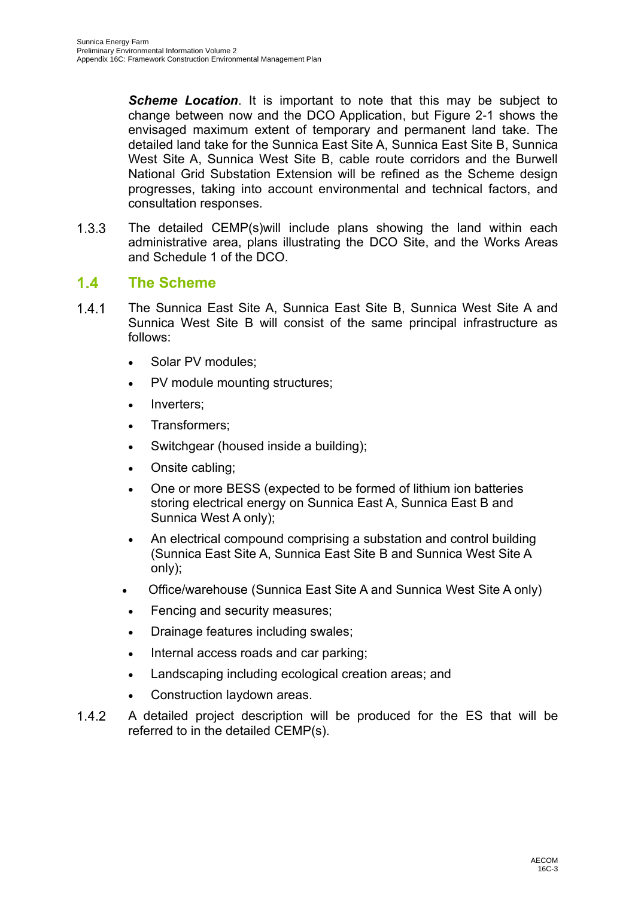***Scheme Location***. It is important to note that this may be subject to change between now and the DCO Application, but Figure 2-1 shows the envisaged maximum extent of temporary and permanent land take. The detailed land take for the Sunnica East Site A, Sunnica East Site B, Sunnica West Site A, Sunnica West Site B, cable route corridors and the Burwell National Grid Substation Extension will be refined as the Scheme design progresses, taking into account environmental and technical factors, and consultation responses.

1.3.3 The detailed CEMP(s)will include plans showing the land within each administrative area, plans illustrating the DCO Site, and the Works Areas and Schedule 1 of the DCO.

## 1.4 The Scheme

1.4.1 The Sunnica East Site A, Sunnica East Site B, Sunnica West Site A and Sunnica West Site B will consist of the same principal infrastructure as follows:

- Solar PV modules;
- PV module mounting structures;
- Inverters;
- Transformers;
- Switchgear (housed inside a building);
- Onsite cabling;
- One or more BESS (expected to be formed of lithium ion batteries storing electrical energy on Sunnica East A, Sunnica East B and Sunnica West A only);
- An electrical compound comprising a substation and control building (Sunnica East Site A, Sunnica East Site B and Sunnica West Site A only);
- Office/warehouse (Sunnica East Site A and Sunnica West Site A only)
- Fencing and security measures;
- Drainage features including swales;
- Internal access roads and car parking;
- Landscaping including ecological creation areas; and
- Construction laydown areas.

1.4.2 A detailed project description will be produced for the ES that will be referred to in the detailed CEMP(s).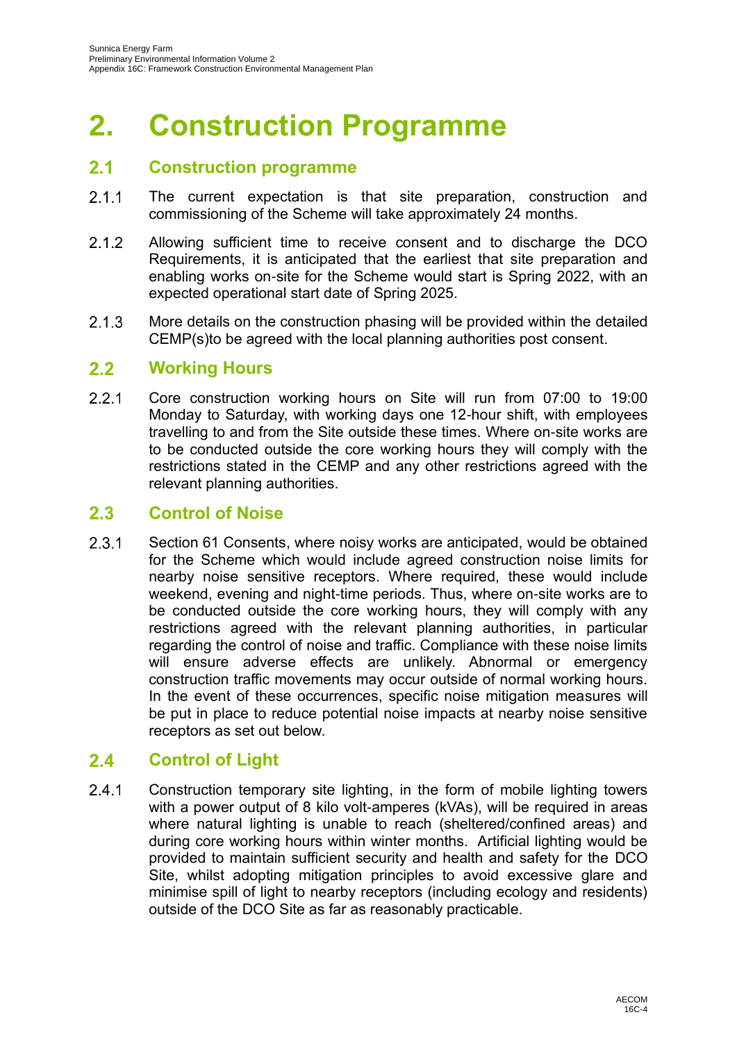# 2. Construction Programme

## 2.1 Construction programme

2.1.1 The current expectation is that site preparation, construction and commissioning of the Scheme will take approximately 24 months.

2.1.2 Allowing sufficient time to receive consent and to discharge the DCO Requirements, it is anticipated that the earliest that site preparation and enabling works on-site for the Scheme would start is Spring 2022, with an expected operational start date of Spring 2025.

2.1.3 More details on the construction phasing will be provided within the detailed CEMP(s)to be agreed with the local planning authorities post consent.

## 2.2 Working Hours

2.2.1 Core construction working hours on Site will run from 07:00 to 19:00 Monday to Saturday, with working days one 12-hour shift, with employees travelling to and from the Site outside these times. Where on-site works are to be conducted outside the core working hours they will comply with the restrictions stated in the CEMP and any other restrictions agreed with the relevant planning authorities.

## 2.3 Control of Noise

2.3.1 Section 61 Consents, where noisy works are anticipated, would be obtained for the Scheme which would include agreed construction noise limits for nearby noise sensitive receptors. Where required, these would include weekend, evening and night-time periods. Thus, where on-site works are to be conducted outside the core working hours, they will comply with any restrictions agreed with the relevant planning authorities, in particular regarding the control of noise and traffic. Compliance with these noise limits will ensure adverse effects are unlikely. Abnormal or emergency construction traffic movements may occur outside of normal working hours. In the event of these occurrences, specific noise mitigation measures will be put in place to reduce potential noise impacts at nearby noise sensitive receptors as set out below.

## 2.4 Control of Light

2.4.1 Construction temporary site lighting, in the form of mobile lighting towers with a power output of 8 kilo volt-amperes (kVAs), will be required in areas where natural lighting is unable to reach (sheltered/confined areas) and during core working hours within winter months. Artificial lighting would be provided to maintain sufficient security and health and safety for the DCO Site, whilst adopting mitigation principles to avoid excessive glare and minimise spill of light to nearby receptors (including ecology and residents) outside of the DCO Site as far as reasonably practicable.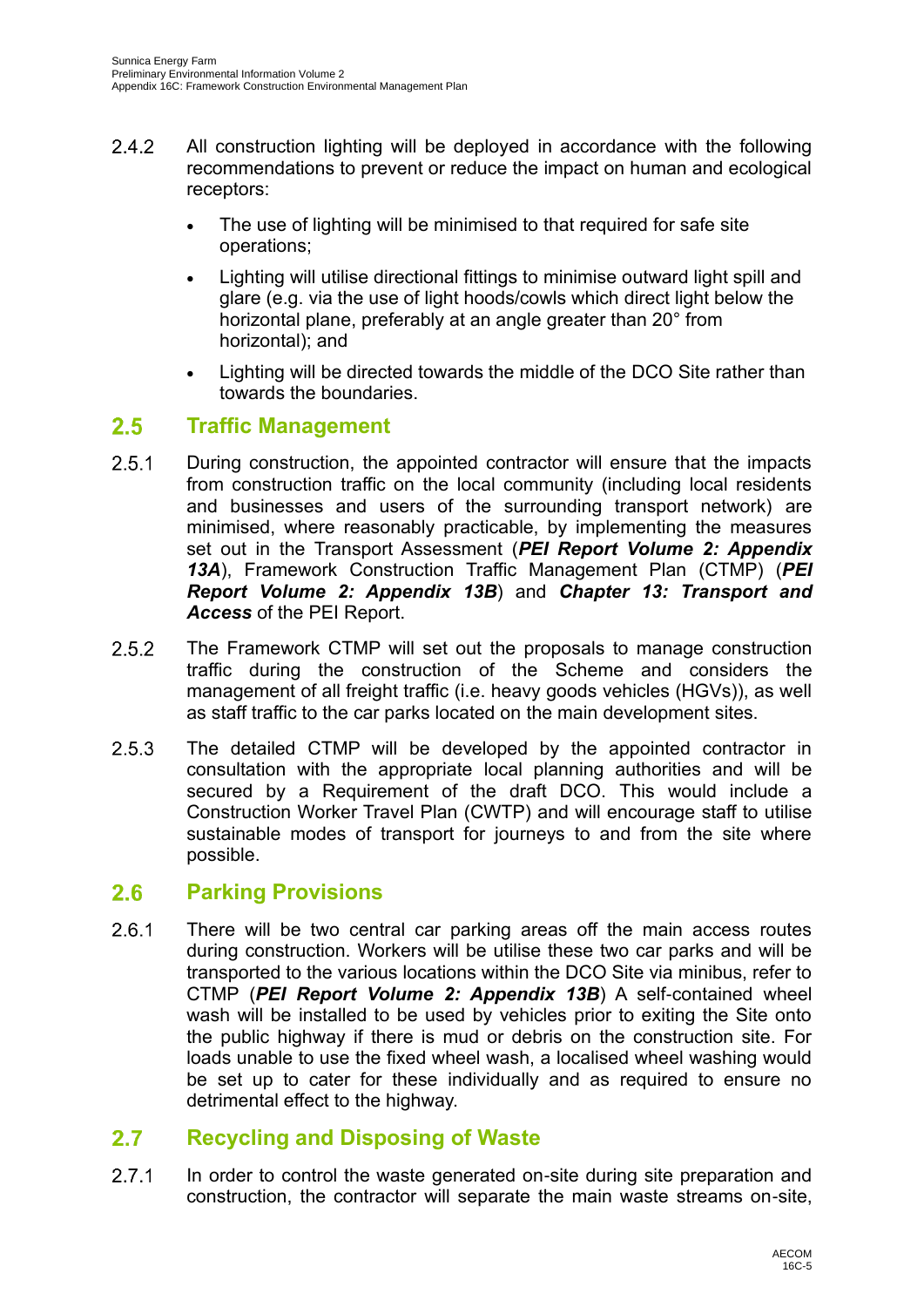2.4.2 All construction lighting will be deployed in accordance with the following recommendations to prevent or reduce the impact on human and ecological receptors:

- The use of lighting will be minimised to that required for safe site operations;
- Lighting will utilise directional fittings to minimise outward light spill and glare (e.g. via the use of light hoods/cowls which direct light below the horizontal plane, preferably at an angle greater than 20° from horizontal); and
- Lighting will be directed towards the middle of the DCO Site rather than towards the boundaries.

## 2.5 Traffic Management

2.5.1 During construction, the appointed contractor will ensure that the impacts from construction traffic on the local community (including local residents and businesses and users of the surrounding transport network) are minimised, where reasonably practicable, by implementing the measures set out in the Transport Assessment (***PEI Report Volume 2: Appendix 13A***), Framework Construction Traffic Management Plan (CTMP) (***PEI Report Volume 2: Appendix 13B***) and ***Chapter 13: Transport and Access*** of the PEI Report.

2.5.2 The Framework CTMP will set out the proposals to manage construction traffic during the construction of the Scheme and considers the management of all freight traffic (i.e. heavy goods vehicles (HGVs)), as well as staff traffic to the car parks located on the main development sites.

2.5.3 The detailed CTMP will be developed by the appointed contractor in consultation with the appropriate local planning authorities and will be secured by a Requirement of the draft DCO. This would include a Construction Worker Travel Plan (CWTP) and will encourage staff to utilise sustainable modes of transport for journeys to and from the site where possible.

## 2.6 Parking Provisions

2.6.1 There will be two central car parking areas off the main access routes during construction. Workers will be utilise these two car parks and will be transported to the various locations within the DCO Site via minibus, refer to CTMP (***PEI Report Volume 2: Appendix 13B***) A self-contained wheel wash will be installed to be used by vehicles prior to exiting the Site onto the public highway if there is mud or debris on the construction site. For loads unable to use the fixed wheel wash, a localised wheel washing would be set up to cater for these individually and as required to ensure no detrimental effect to the highway.

## 2.7 Recycling and Disposing of Waste

2.7.1 In order to control the waste generated on-site during site preparation and construction, the contractor will separate the main waste streams on-site,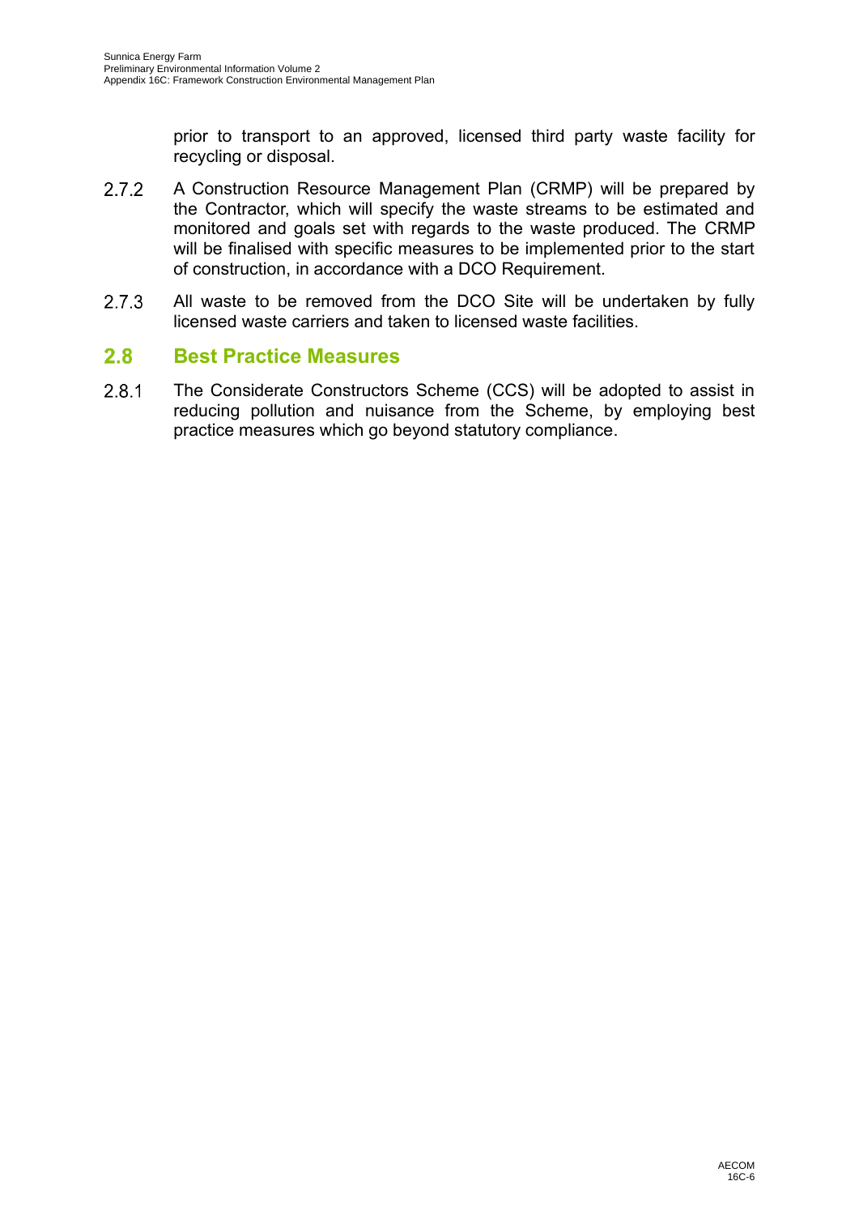prior to transport to an approved, licensed third party waste facility for recycling or disposal.

2.7.2 A Construction Resource Management Plan (CRMP) will be prepared by the Contractor, which will specify the waste streams to be estimated and monitored and goals set with regards to the waste produced. The CRMP will be finalised with specific measures to be implemented prior to the start of construction, in accordance with a DCO Requirement.

2.7.3 All waste to be removed from the DCO Site will be undertaken by fully licensed waste carriers and taken to licensed waste facilities.

## 2.8 Best Practice Measures

2.8.1 The Considerate Constructors Scheme (CCS) will be adopted to assist in reducing pollution and nuisance from the Scheme, by employing best practice measures which go beyond statutory compliance.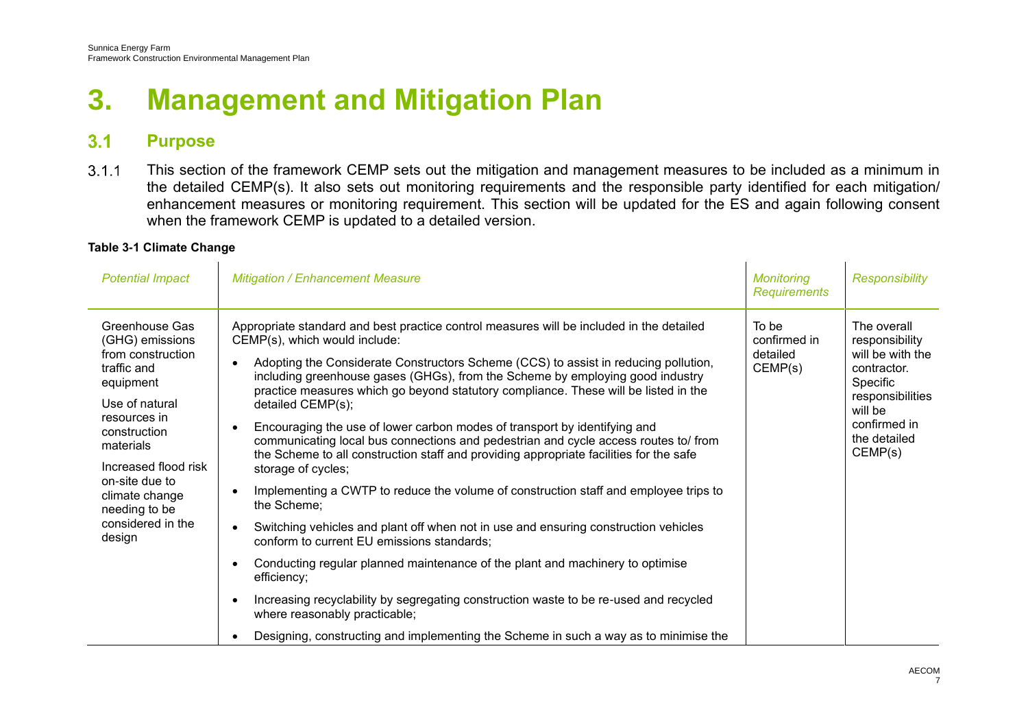# 3. Management and Mitigation Plan

## 3.1 Purpose

3.1.1 This section of the framework CEMP sets out the mitigation and management measures to be included as a minimum in the detailed CEMP(s). It also sets out monitoring requirements and the responsible party identified for each mitigation/ enhancement measures or monitoring requirement. This section will be updated for the ES and again following consent when the framework CEMP is updated to a detailed version.

**Table 3-1 Climate Change**

| *Potential Impact* | *Mitigation / Enhancement Measure* | *Monitoring Requirements* | *Responsibility* |
|---|---|---|---|
| Greenhouse Gas (GHG) emissions from construction traffic and equipment<br><br>Use of natural resources in construction materials<br><br>Increased flood risk on-site due to climate change needing to be considered in the design | Appropriate standard and best practice control measures will be included in the detailed CEMP(s), which would include:<br><br>• Adopting the Considerate Constructors Scheme (CCS) to assist in reducing pollution, including greenhouse gases (GHGs), from the Scheme by employing good industry practice measures which go beyond statutory compliance. These will be listed in the detailed CEMP(s);<br><br>• Encouraging the use of lower carbon modes of transport by identifying and communicating local bus connections and pedestrian and cycle access routes to/ from the Scheme to all construction staff and providing appropriate facilities for the safe storage of cycles;<br><br>• Implementing a CWTP to reduce the volume of construction staff and employee trips to the Scheme;<br><br>• Switching vehicles and plant off when not in use and ensuring construction vehicles conform to current EU emissions standards;<br><br>• Conducting regular planned maintenance of the plant and machinery to optimise efficiency;<br><br>• Increasing recyclability by segregating construction waste to be re-used and recycled where reasonably practicable;<br><br>• Designing, constructing and implementing the Scheme in such a way as to minimise the | To be confirmed in detailed CEMP(s) | The overall responsibility will be with the contractor. Specific responsibilities will be confirmed in the detailed CEMP(s) |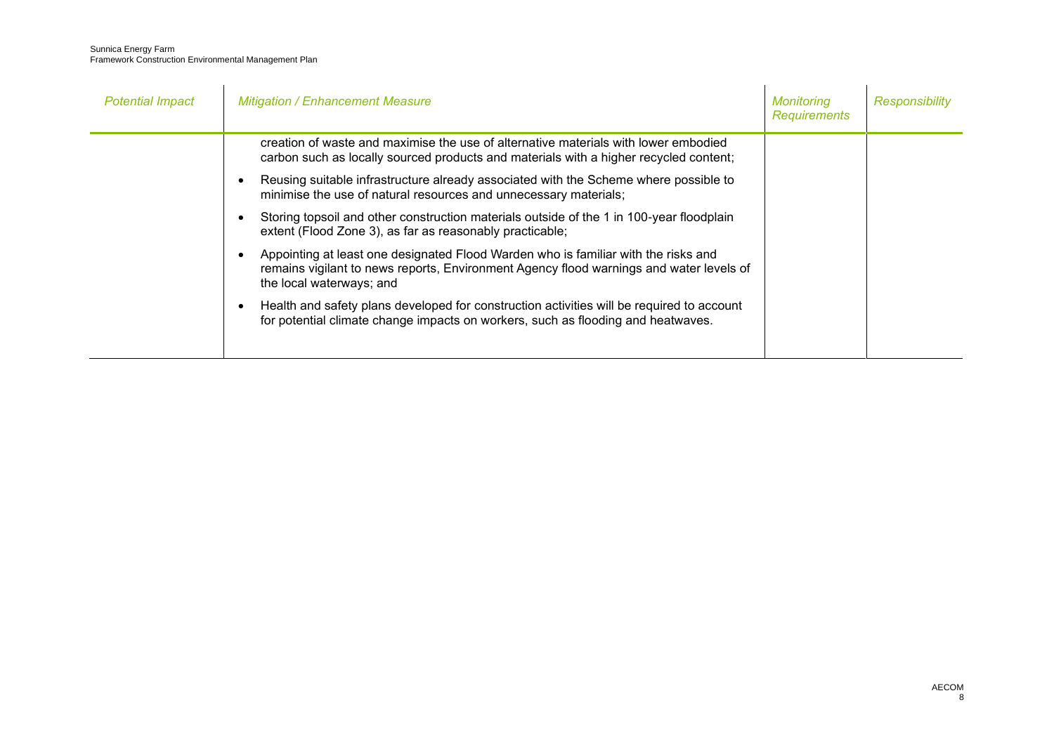| *Potential Impact* | *Mitigation / Enhancement Measure* | *Monitoring Requirements* | *Responsibility* |
|---|---|---|---|
| | creation of waste and maximise the use of alternative materials with lower embodied carbon such as locally sourced products and materials with a higher recycled content;<br>• Reusing suitable infrastructure already associated with the Scheme where possible to minimise the use of natural resources and unnecessary materials;<br>• Storing topsoil and other construction materials outside of the 1 in 100-year floodplain extent (Flood Zone 3), as far as reasonably practicable;<br>• Appointing at least one designated Flood Warden who is familiar with the risks and remains vigilant to news reports, Environment Agency flood warnings and water levels of the local waterways; and<br>• Health and safety plans developed for construction activities will be required to account for potential climate change impacts on workers, such as flooding and heatwaves. | | |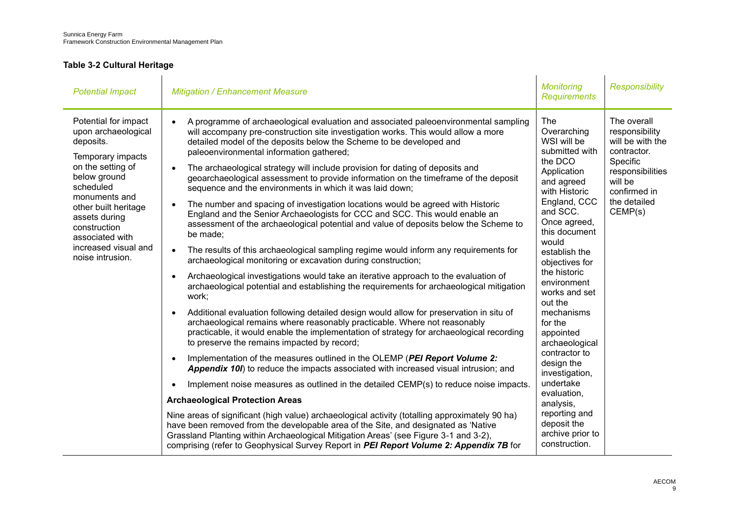**Table 3-2 Cultural Heritage**

| *Potential Impact* | *Mitigation / Enhancement Measure* | *Monitoring Requirements* | *Responsibility* |
|---|---|---|---|
| Potential for impact upon archaeological deposits.<br><br>Temporary impacts on the setting of below ground scheduled monuments and other built heritage assets during construction associated with increased visual and noise intrusion. | • A programme of archaeological evaluation and associated paleoenvironmental sampling will accompany pre-construction site investigation works. This would allow a more detailed model of the deposits below the Scheme to be developed and paleoenvironmental information gathered;<br>• The archaeological strategy will include provision for dating of deposits and geoarchaeological assessment to provide information on the timeframe of the deposit sequence and the environments in which it was laid down;<br>• The number and spacing of investigation locations would be agreed with Historic England and the Senior Archaeologists for CCC and SCC. This would enable an assessment of the archaeological potential and value of deposits below the Scheme to be made;<br>• The results of this archaeological sampling regime would inform any requirements for archaeological monitoring or excavation during construction;<br>• Archaeological investigations would take an iterative approach to the evaluation of archaeological potential and establishing the requirements for archaeological mitigation work;<br>• Additional evaluation following detailed design would allow for preservation in situ of archaeological remains where reasonably practicable. Where not reasonably practicable, it would enable the implementation of strategy for archaeological recording to preserve the remains impacted by record;<br>• Implementation of the measures outlined in the OLEMP (***PEI Report Volume 2: Appendix 10I***) to reduce the impacts associated with increased visual intrusion; and<br>• Implement noise measures as outlined in the detailed CEMP(s) to reduce noise impacts.<br><br>**Archaeological Protection Areas**<br><br>Nine areas of significant (high value) archaeological activity (totalling approximately 90 ha) have been removed from the developable area of the Site, and designated as 'Native Grassland Planting within Archaeological Mitigation Areas' (see Figure 3-1 and 3-2), comprising (refer to Geophysical Survey Report in ***PEI Report Volume 2: Appendix 7B*** for | The Overarching WSI will be submitted with the DCO Application and agreed with Historic England, CCC and SCC. Once agreed, this document would establish the objectives for the historic environment works and set out the mechanisms for the appointed archaeological contractor to design the investigation, undertake evaluation, analysis, reporting and deposit the archive prior to construction. | The overall responsibility will be with the contractor. Specific responsibilities will be confirmed in the detailed CEMP(s) |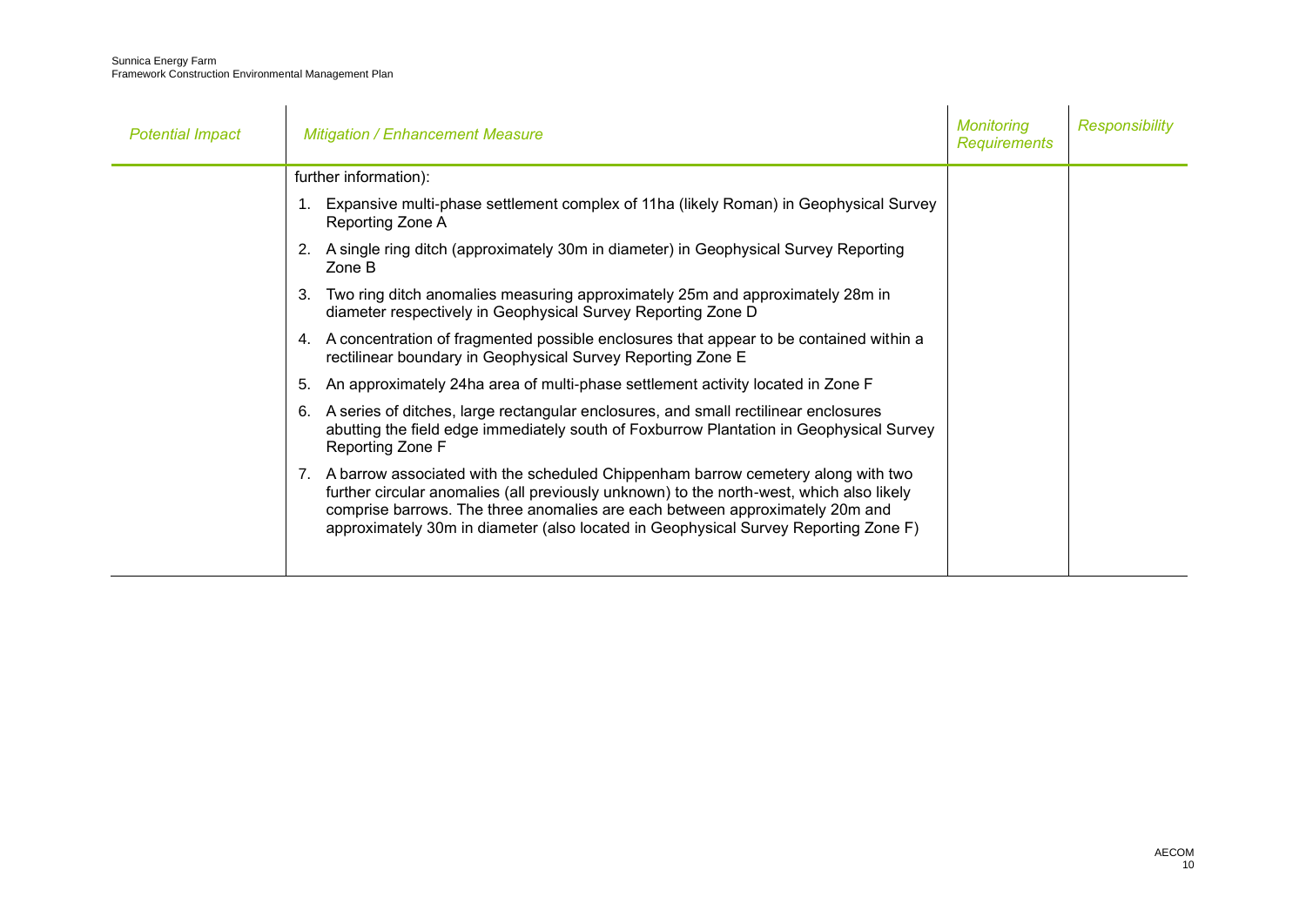| Potential Impact | Mitigation / Enhancement Measure | Monitoring Requirements | Responsibility |
|---|---|---|---|
| | further information):<br>1. Expansive multi-phase settlement complex of 11ha (likely Roman) in Geophysical Survey Reporting Zone A<br>2. A single ring ditch (approximately 30m in diameter) in Geophysical Survey Reporting Zone B<br>3. Two ring ditch anomalies measuring approximately 25m and approximately 28m in diameter respectively in Geophysical Survey Reporting Zone D<br>4. A concentration of fragmented possible enclosures that appear to be contained within a rectilinear boundary in Geophysical Survey Reporting Zone E<br>5. An approximately 24ha area of multi-phase settlement activity located in Zone F<br>6. A series of ditches, large rectangular enclosures, and small rectilinear enclosures abutting the field edge immediately south of Foxburrow Plantation in Geophysical Survey Reporting Zone F<br>7. A barrow associated with the scheduled Chippenham barrow cemetery along with two further circular anomalies (all previously unknown) to the north-west, which also likely comprise barrows. The three anomalies are each between approximately 20m and approximately 30m in diameter (also located in Geophysical Survey Reporting Zone F) | | |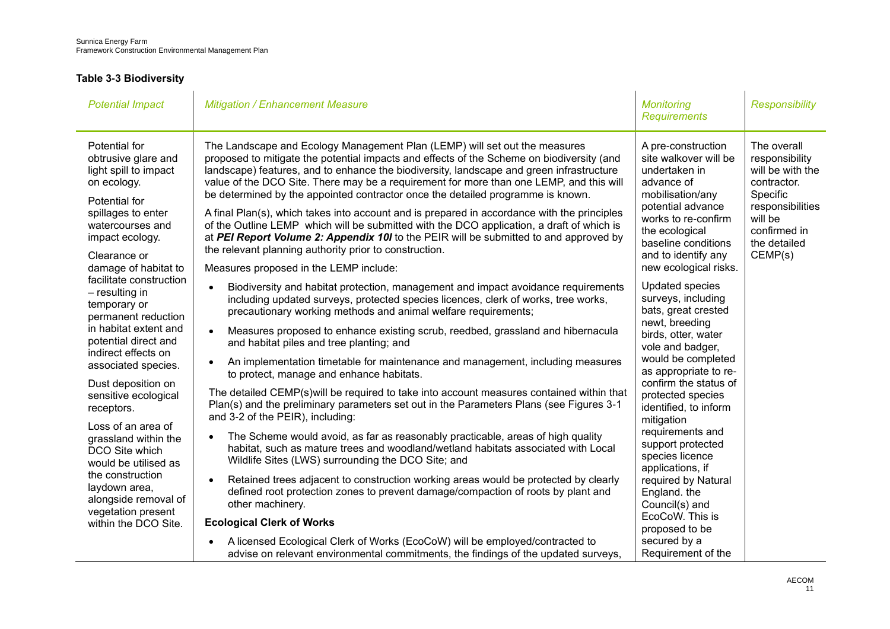**Table 3-3 Biodiversity**

| *Potential Impact* | *Mitigation / Enhancement Measure* | *Monitoring Requirements* | *Responsibility* |
|---|---|---|---|
| Potential for obtrusive glare and light spill to impact on ecology.<br><br>Potential for spillages to enter watercourses and impact ecology.<br><br>Clearance or damage of habitat to facilitate construction – resulting in temporary or permanent reduction in habitat extent and potential direct and indirect effects on associated species.<br><br>Dust deposition on sensitive ecological receptors.<br><br>Loss of an area of grassland within the DCO Site which would be utilised as the construction laydown area, alongside removal of vegetation present within the DCO Site. | The Landscape and Ecology Management Plan (LEMP) will set out the measures proposed to mitigate the potential impacts and effects of the Scheme on biodiversity (and landscape) features, and to enhance the biodiversity, landscape and green infrastructure value of the DCO Site. There may be a requirement for more than one LEMP, and this will be determined by the appointed contractor once the detailed programme is known.<br><br>A final Plan(s), which takes into account and is prepared in accordance with the principles of the Outline LEMP which will be submitted with the DCO application, a draft of which is at ***PEI Report Volume 2: Appendix 10I*** to the PEIR will be submitted to and approved by the relevant planning authority prior to construction.<br><br>Measures proposed in the LEMP include:<br><br>• Biodiversity and habitat protection, management and impact avoidance requirements including updated surveys, protected species licences, clerk of works, tree works, precautionary working methods and animal welfare requirements;<br>• Measures proposed to enhance existing scrub, reedbed, grassland and hibernacula and habitat piles and tree planting; and<br>• An implementation timetable for maintenance and management, including measures to protect, manage and enhance habitats.<br><br>The detailed CEMP(s)will be required to take into account measures contained within that Plan(s) and the preliminary parameters set out in the Parameters Plans (see Figures 3-1 and 3-2 of the PEIR), including:<br><br>• The Scheme would avoid, as far as reasonably practicable, areas of high quality habitat, such as mature trees and woodland/wetland habitats associated with Local Wildlife Sites (LWS) surrounding the DCO Site; and<br>• Retained trees adjacent to construction working areas would be protected by clearly defined root protection zones to prevent damage/compaction of roots by plant and other machinery.<br><br>**Ecological Clerk of Works**<br><br>• A licensed Ecological Clerk of Works (EcoCoW) will be employed/contracted to advise on relevant environmental commitments, the findings of the updated surveys, | A pre-construction site walkover will be undertaken in advance of mobilisation/any potential advance works to re-confirm the ecological baseline conditions and to identify any new ecological risks.<br><br>Updated species surveys, including bats, great crested newt, breeding birds, otter, water vole and badger, would be completed as appropriate to re-confirm the status of protected species identified, to inform mitigation requirements and support protected species licence applications, if required by Natural England. the Council(s) and EcoCoW. This is proposed to be secured by a Requirement of the | The overall responsibility will be with the contractor. Specific responsibilities will be confirmed in the detailed CEMP(s) |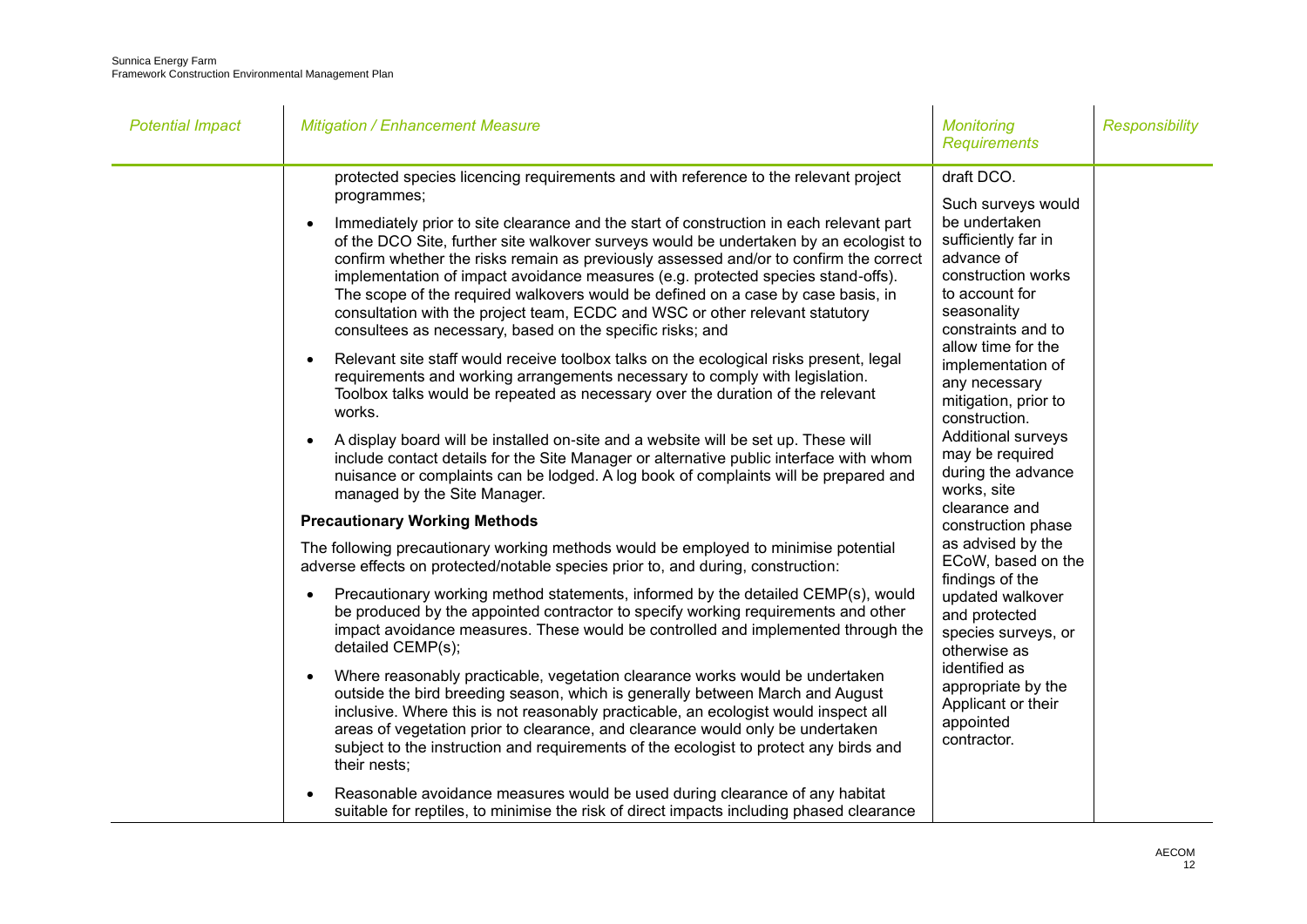| *Potential Impact* | *Mitigation / Enhancement Measure* | *Monitoring Requirements* | *Responsibility* |
|---|---|---|---|
| | protected species licencing requirements and with reference to the relevant project programmes;<br><br>• Immediately prior to site clearance and the start of construction in each relevant part of the DCO Site, further site walkover surveys would be undertaken by an ecologist to confirm whether the risks remain as previously assessed and/or to confirm the correct implementation of impact avoidance measures (e.g. protected species stand-offs). The scope of the required walkovers would be defined on a case by case basis, in consultation with the project team, ECDC and WSC or other relevant statutory consultees as necessary, based on the specific risks; and<br><br>• Relevant site staff would receive toolbox talks on the ecological risks present, legal requirements and working arrangements necessary to comply with legislation. Toolbox talks would be repeated as necessary over the duration of the relevant works.<br><br>• A display board will be installed on-site and a website will be set up. These will include contact details for the Site Manager or alternative public interface with whom nuisance or complaints can be lodged. A log book of complaints will be prepared and managed by the Site Manager.<br><br>**Precautionary Working Methods**<br><br>The following precautionary working methods would be employed to minimise potential adverse effects on protected/notable species prior to, and during, construction:<br><br>• Precautionary working method statements, informed by the detailed CEMP(s), would be produced by the appointed contractor to specify working requirements and other impact avoidance measures. These would be controlled and implemented through the detailed CEMP(s);<br><br>• Where reasonably practicable, vegetation clearance works would be undertaken outside the bird breeding season, which is generally between March and August inclusive. Where this is not reasonably practicable, an ecologist would inspect all areas of vegetation prior to clearance, and clearance would only be undertaken subject to the instruction and requirements of the ecologist to protect any birds and their nests;<br><br>• Reasonable avoidance measures would be used during clearance of any habitat suitable for reptiles, to minimise the risk of direct impacts including phased clearance | draft DCO.<br><br>Such surveys would be undertaken sufficiently far in advance of construction works to account for seasonality constraints and to allow time for the implementation of any necessary mitigation, prior to construction. Additional surveys may be required during the advance works, site clearance and construction phase as advised by the ECoW, based on the findings of the updated walkover and protected species surveys, or otherwise as identified as appropriate by the Applicant or their appointed contractor. | |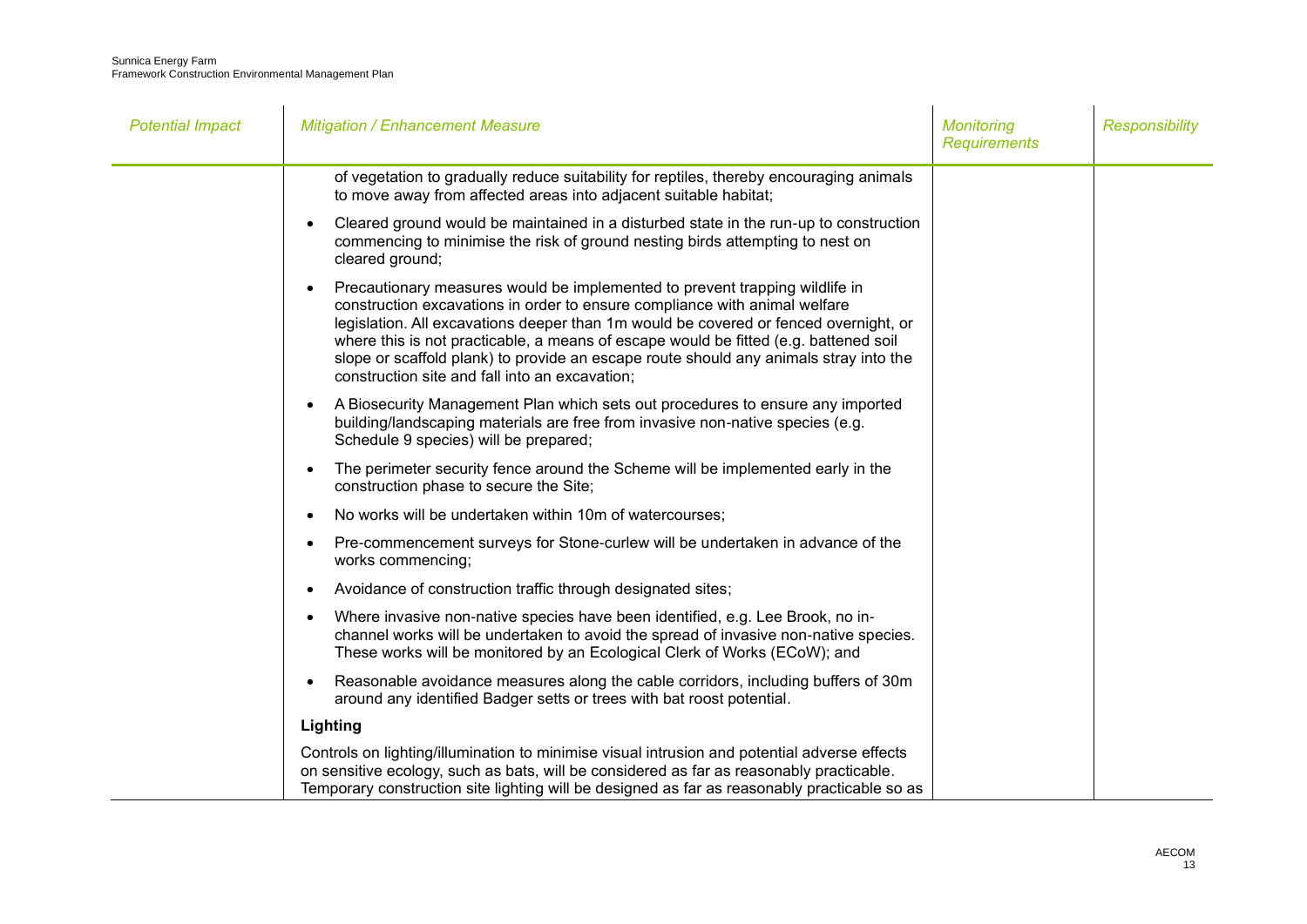| Potential Impact | Mitigation / Enhancement Measure | Monitoring Requirements | Responsibility |
|---|---|---|---|
| | of vegetation to gradually reduce suitability for reptiles, thereby encouraging animals to move away from affected areas into adjacent suitable habitat;<br><br>• Cleared ground would be maintained in a disturbed state in the run-up to construction commencing to minimise the risk of ground nesting birds attempting to nest on cleared ground;<br><br>• Precautionary measures would be implemented to prevent trapping wildlife in construction excavations in order to ensure compliance with animal welfare legislation. All excavations deeper than 1m would be covered or fenced overnight, or where this is not practicable, a means of escape would be fitted (e.g. battened soil slope or scaffold plank) to provide an escape route should any animals stray into the construction site and fall into an excavation;<br><br>• A Biosecurity Management Plan which sets out procedures to ensure any imported building/landscaping materials are free from invasive non-native species (e.g. Schedule 9 species) will be prepared;<br><br>• The perimeter security fence around the Scheme will be implemented early in the construction phase to secure the Site;<br><br>• No works will be undertaken within 10m of watercourses;<br><br>• Pre-commencement surveys for Stone-curlew will be undertaken in advance of the works commencing;<br><br>• Avoidance of construction traffic through designated sites;<br><br>• Where invasive non-native species have been identified, e.g. Lee Brook, no in-channel works will be undertaken to avoid the spread of invasive non-native species. These works will be monitored by an Ecological Clerk of Works (ECoW); and<br><br>• Reasonable avoidance measures along the cable corridors, including buffers of 30m around any identified Badger setts or trees with bat roost potential.<br><br>**Lighting**<br><br>Controls on lighting/illumination to minimise visual intrusion and potential adverse effects on sensitive ecology, such as bats, will be considered as far as reasonably practicable. Temporary construction site lighting will be designed as far as reasonably practicable so as | | |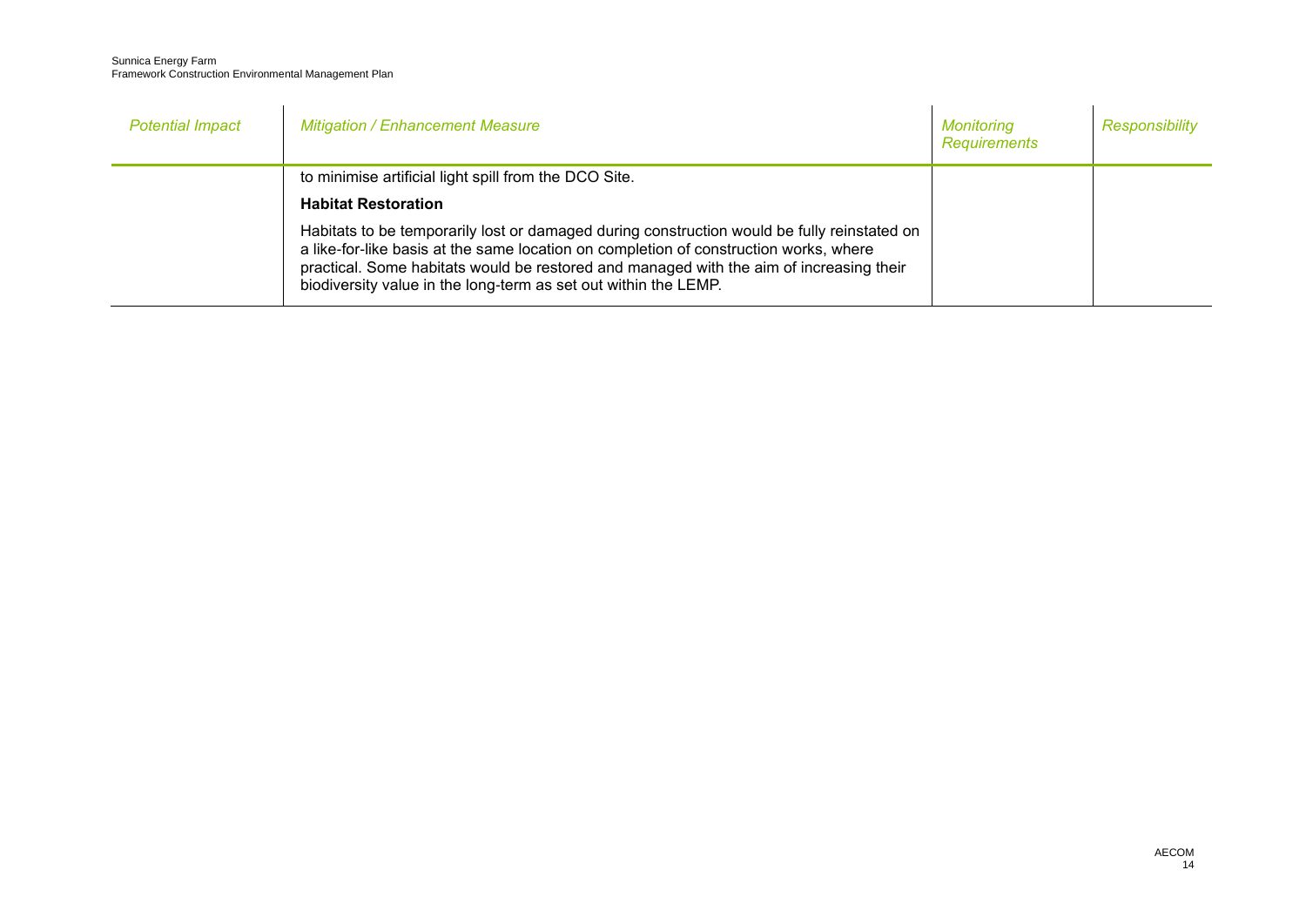| *Potential Impact* | *Mitigation / Enhancement Measure* | *Monitoring Requirements* | *Responsibility* |
|---|---|---|---|
| | to minimise artificial light spill from the DCO Site.<br><br>**Habitat Restoration**<br><br>Habitats to be temporarily lost or damaged during construction would be fully reinstated on a like-for-like basis at the same location on completion of construction works, where practical. Some habitats would be restored and managed with the aim of increasing their biodiversity value in the long-term as set out within the LEMP. | | |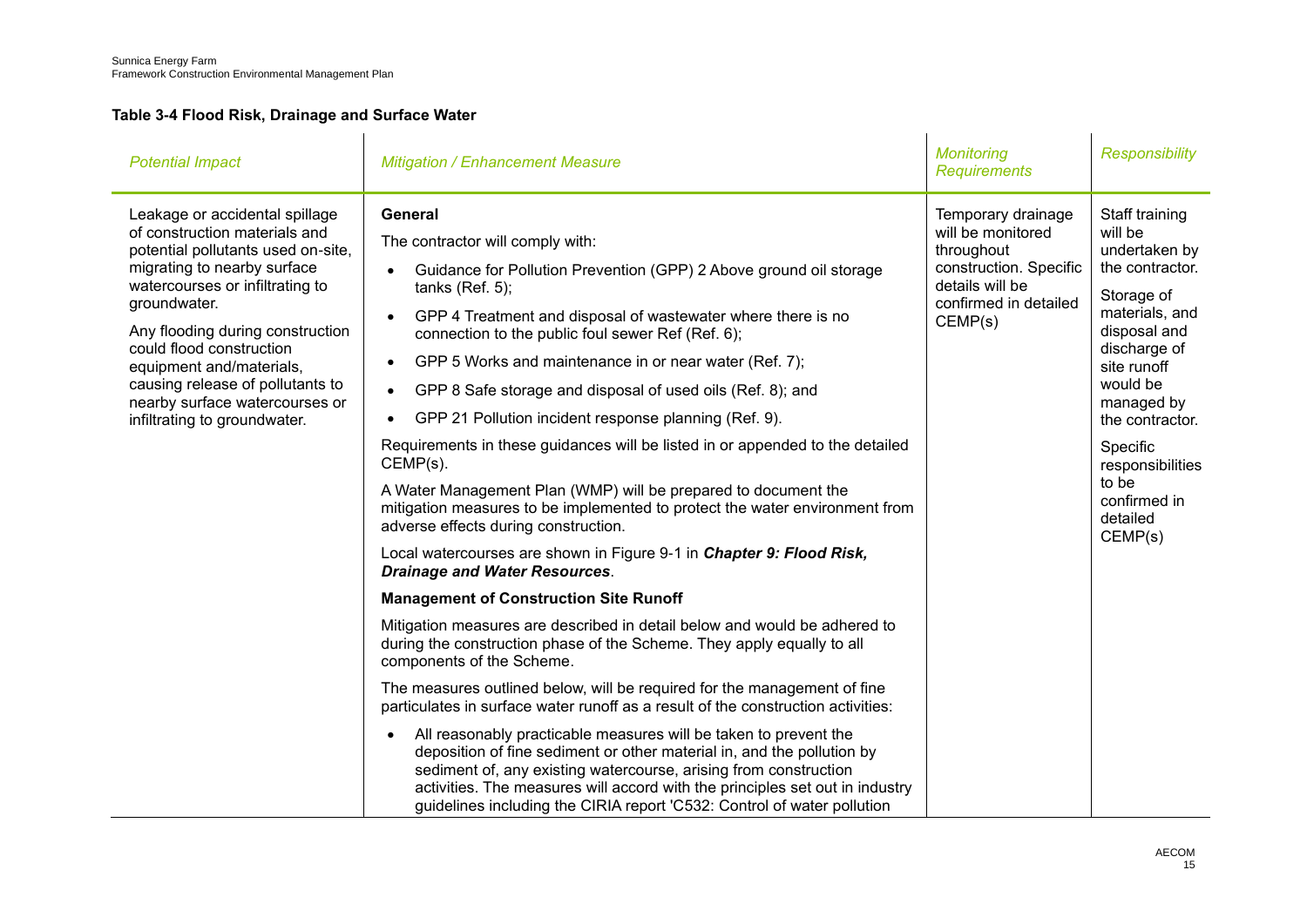**Table 3-4 Flood Risk, Drainage and Surface Water**

| *Potential Impact* | *Mitigation / Enhancement Measure* | *Monitoring Requirements* | *Responsibility* |
|---|---|---|---|
| Leakage or accidental spillage of construction materials and potential pollutants used on-site, migrating to nearby surface watercourses or infiltrating to groundwater.<br><br>Any flooding during construction could flood construction equipment and/materials, causing release of pollutants to nearby surface watercourses or infiltrating to groundwater. | **General**<br><br>The contractor will comply with:<br><br>• Guidance for Pollution Prevention (GPP) 2 Above ground oil storage tanks (Ref. 5);<br>• GPP 4 Treatment and disposal of wastewater where there is no connection to the public foul sewer Ref (Ref. 6);<br>• GPP 5 Works and maintenance in or near water (Ref. 7);<br>• GPP 8 Safe storage and disposal of used oils (Ref. 8); and<br>• GPP 21 Pollution incident response planning (Ref. 9).<br><br>Requirements in these guidances will be listed in or appended to the detailed CEMP(s).<br><br>A Water Management Plan (WMP) will be prepared to document the mitigation measures to be implemented to protect the water environment from adverse effects during construction.<br><br>Local watercourses are shown in Figure 9-1 in ***Chapter 9: Flood Risk, Drainage and Water Resources***.<br><br>**Management of Construction Site Runoff**<br><br>Mitigation measures are described in detail below and would be adhered to during the construction phase of the Scheme. They apply equally to all components of the Scheme.<br><br>The measures outlined below, will be required for the management of fine particulates in surface water runoff as a result of the construction activities:<br><br>• All reasonably practicable measures will be taken to prevent the deposition of fine sediment or other material in, and the pollution by sediment of, any existing watercourse, arising from construction activities. The measures will accord with the principles set out in industry guidelines including the CIRIA report 'C532: Control of water pollution | Temporary drainage will be monitored throughout construction. Specific details will be confirmed in detailed CEMP(s) | Staff training will be undertaken by the contractor.<br><br>Storage of materials, and disposal and discharge of site runoff would be managed by the contractor.<br><br>Specific responsibilities to be confirmed in detailed CEMP(s) |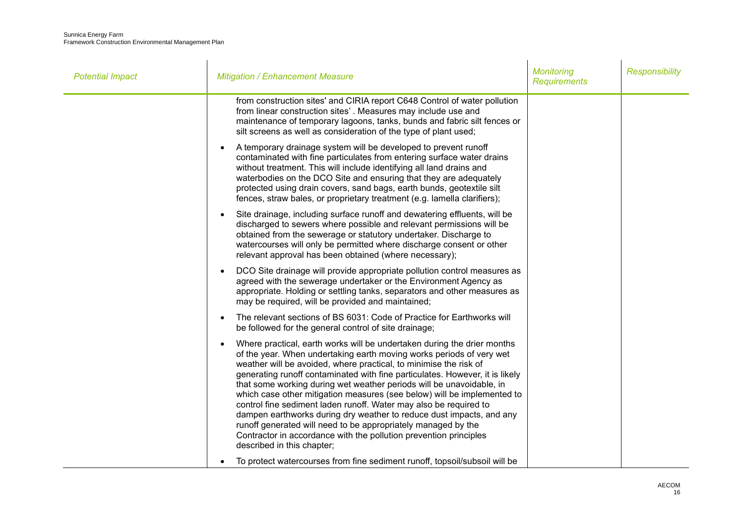| Potential Impact | Mitigation / Enhancement Measure | Monitoring Requirements | Responsibility |
| --- | --- | --- | --- |
| | from construction sites' and CIRIA report C648 Control of water pollution from linear construction sites' . Measures may include use and maintenance of temporary lagoons, tanks, bunds and fabric silt fences or silt screens as well as consideration of the type of plant used;<br><br>• A temporary drainage system will be developed to prevent runoff contaminated with fine particulates from entering surface water drains without treatment. This will include identifying all land drains and waterbodies on the DCO Site and ensuring that they are adequately protected using drain covers, sand bags, earth bunds, geotextile silt fences, straw bales, or proprietary treatment (e.g. lamella clarifiers);<br><br>• Site drainage, including surface runoff and dewatering effluents, will be discharged to sewers where possible and relevant permissions will be obtained from the sewerage or statutory undertaker. Discharge to watercourses will only be permitted where discharge consent or other relevant approval has been obtained (where necessary);<br><br>• DCO Site drainage will provide appropriate pollution control measures as agreed with the sewerage undertaker or the Environment Agency as appropriate. Holding or settling tanks, separators and other measures as may be required, will be provided and maintained;<br><br>• The relevant sections of BS 6031: Code of Practice for Earthworks will be followed for the general control of site drainage;<br><br>• Where practical, earth works will be undertaken during the drier months of the year. When undertaking earth moving works periods of very wet weather will be avoided, where practical, to minimise the risk of generating runoff contaminated with fine particulates. However, it is likely that some working during wet weather periods will be unavoidable, in which case other mitigation measures (see below) will be implemented to control fine sediment laden runoff. Water may also be required to dampen earthworks during dry weather to reduce dust impacts, and any runoff generated will need to be appropriately managed by the Contractor in accordance with the pollution prevention principles described in this chapter;<br><br>• To protect watercourses from fine sediment runoff, topsoil/subsoil will be | | |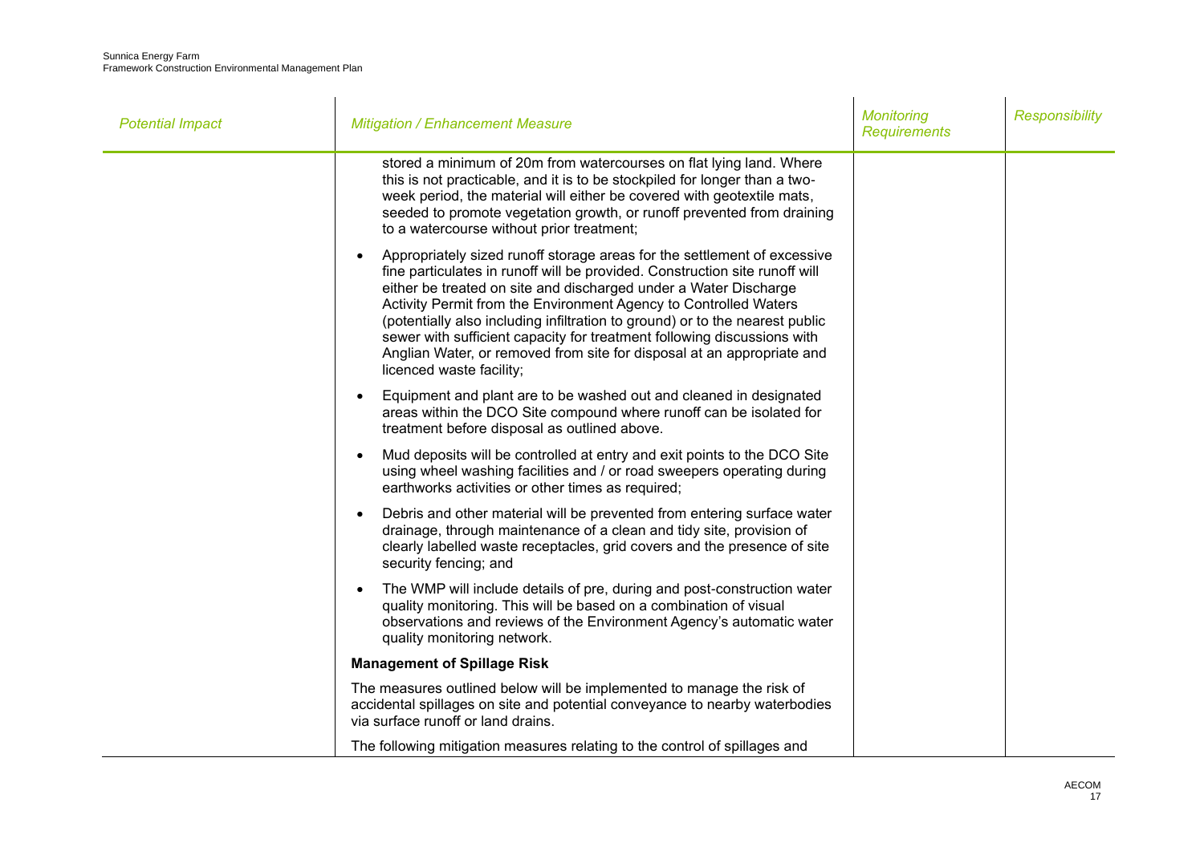| *Potential Impact* | *Mitigation / Enhancement Measure* | *Monitoring Requirements* | *Responsibility* |
|---|---|---|---|
| | stored a minimum of 20m from watercourses on flat lying land. Where this is not practicable, and it is to be stockpiled for longer than a two-week period, the material will either be covered with geotextile mats, seeded to promote vegetation growth, or runoff prevented from draining to a watercourse without prior treatment;<br><br>• Appropriately sized runoff storage areas for the settlement of excessive fine particulates in runoff will be provided. Construction site runoff will either be treated on site and discharged under a Water Discharge Activity Permit from the Environment Agency to Controlled Waters (potentially also including infiltration to ground) or to the nearest public sewer with sufficient capacity for treatment following discussions with Anglian Water, or removed from site for disposal at an appropriate and licenced waste facility;<br><br>• Equipment and plant are to be washed out and cleaned in designated areas within the DCO Site compound where runoff can be isolated for treatment before disposal as outlined above.<br><br>• Mud deposits will be controlled at entry and exit points to the DCO Site using wheel washing facilities and / or road sweepers operating during earthworks activities or other times as required;<br><br>• Debris and other material will be prevented from entering surface water drainage, through maintenance of a clean and tidy site, provision of clearly labelled waste receptacles, grid covers and the presence of site security fencing; and<br><br>• The WMP will include details of pre, during and post-construction water quality monitoring. This will be based on a combination of visual observations and reviews of the Environment Agency's automatic water quality monitoring network.<br><br>**Management of Spillage Risk**<br><br>The measures outlined below will be implemented to manage the risk of accidental spillages on site and potential conveyance to nearby waterbodies via surface runoff or land drains.<br><br>The following mitigation measures relating to the control of spillages and | | |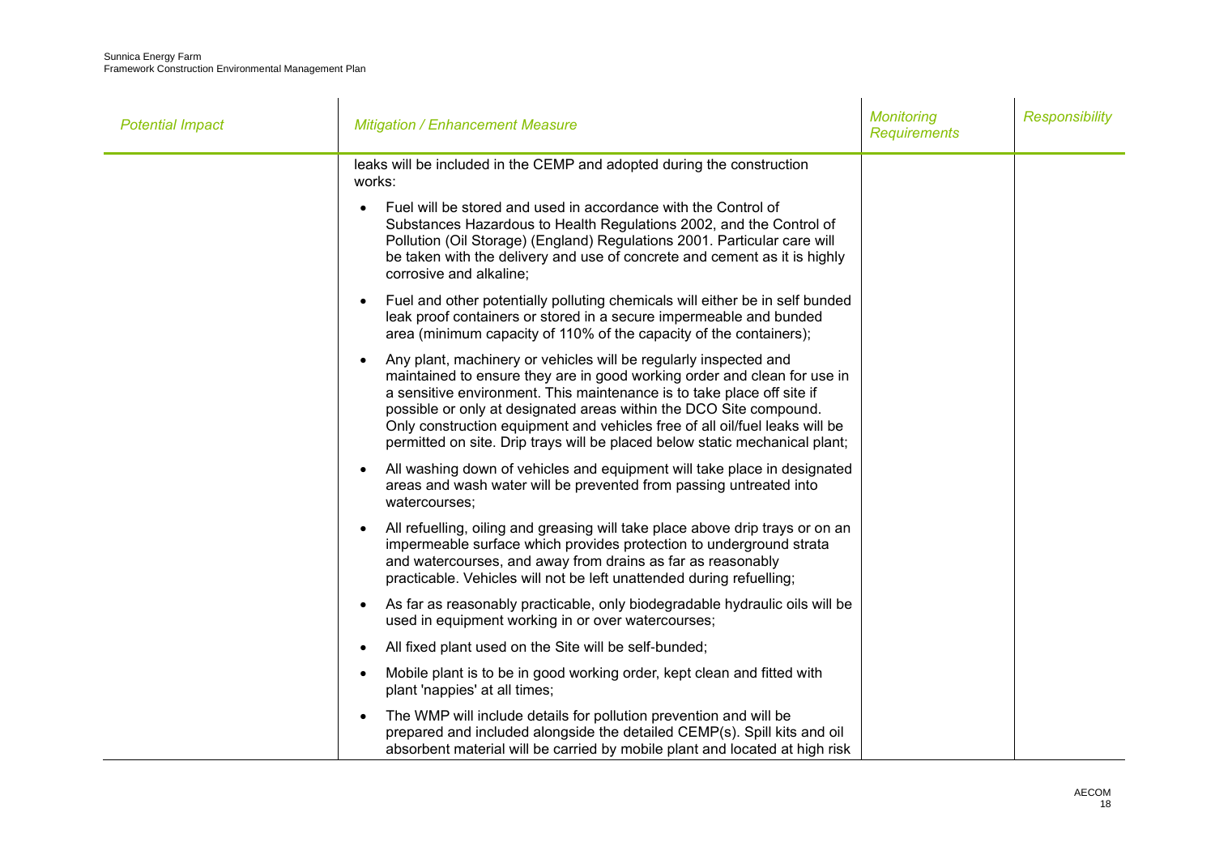| *Potential Impact* | *Mitigation / Enhancement Measure* | *Monitoring Requirements* | *Responsibility* |
| --- | --- | --- | --- |
| | leaks will be included in the CEMP and adopted during the construction works:<br>• Fuel will be stored and used in accordance with the Control of Substances Hazardous to Health Regulations 2002, and the Control of Pollution (Oil Storage) (England) Regulations 2001. Particular care will be taken with the delivery and use of concrete and cement as it is highly corrosive and alkaline;<br>• Fuel and other potentially polluting chemicals will either be in self bunded leak proof containers or stored in a secure impermeable and bunded area (minimum capacity of 110% of the capacity of the containers);<br>• Any plant, machinery or vehicles will be regularly inspected and maintained to ensure they are in good working order and clean for use in a sensitive environment. This maintenance is to take place off site if possible or only at designated areas within the DCO Site compound. Only construction equipment and vehicles free of all oil/fuel leaks will be permitted on site. Drip trays will be placed below static mechanical plant;<br>• All washing down of vehicles and equipment will take place in designated areas and wash water will be prevented from passing untreated into watercourses;<br>• All refuelling, oiling and greasing will take place above drip trays or on an impermeable surface which provides protection to underground strata and watercourses, and away from drains as far as reasonably practicable. Vehicles will not be left unattended during refuelling;<br>• As far as reasonably practicable, only biodegradable hydraulic oils will be used in equipment working in or over watercourses;<br>• All fixed plant used on the Site will be self-bunded;<br>• Mobile plant is to be in good working order, kept clean and fitted with plant 'nappies' at all times;<br>• The WMP will include details for pollution prevention and will be prepared and included alongside the detailed CEMP(s). Spill kits and oil absorbent material will be carried by mobile plant and located at high risk | | |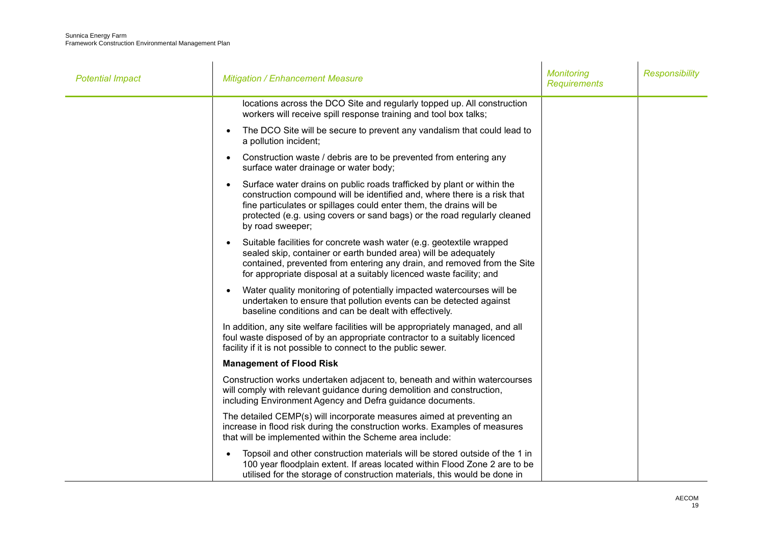| Potential Impact | Mitigation / Enhancement Measure | Monitoring Requirements | Responsibility |
|---|---|---|---|
| | locations across the DCO Site and regularly topped up. All construction workers will receive spill response training and tool box talks;<br><br>• The DCO Site will be secure to prevent any vandalism that could lead to a pollution incident;<br><br>• Construction waste / debris are to be prevented from entering any surface water drainage or water body;<br><br>• Surface water drains on public roads trafficked by plant or within the construction compound will be identified and, where there is a risk that fine particulates or spillages could enter them, the drains will be protected (e.g. using covers or sand bags) or the road regularly cleaned by road sweeper;<br><br>• Suitable facilities for concrete wash water (e.g. geotextile wrapped sealed skip, container or earth bunded area) will be adequately contained, prevented from entering any drain, and removed from the Site for appropriate disposal at a suitably licenced waste facility; and<br><br>• Water quality monitoring of potentially impacted watercourses will be undertaken to ensure that pollution events can be detected against baseline conditions and can be dealt with effectively.<br><br>In addition, any site welfare facilities will be appropriately managed, and all foul waste disposed of by an appropriate contractor to a suitably licenced facility if it is not possible to connect to the public sewer.<br><br>**Management of Flood Risk**<br><br>Construction works undertaken adjacent to, beneath and within watercourses will comply with relevant guidance during demolition and construction, including Environment Agency and Defra guidance documents.<br><br>The detailed CEMP(s) will incorporate measures aimed at preventing an increase in flood risk during the construction works. Examples of measures that will be implemented within the Scheme area include:<br><br>• Topsoil and other construction materials will be stored outside of the 1 in 100 year floodplain extent. If areas located within Flood Zone 2 are to be utilised for the storage of construction materials, this would be done in | | |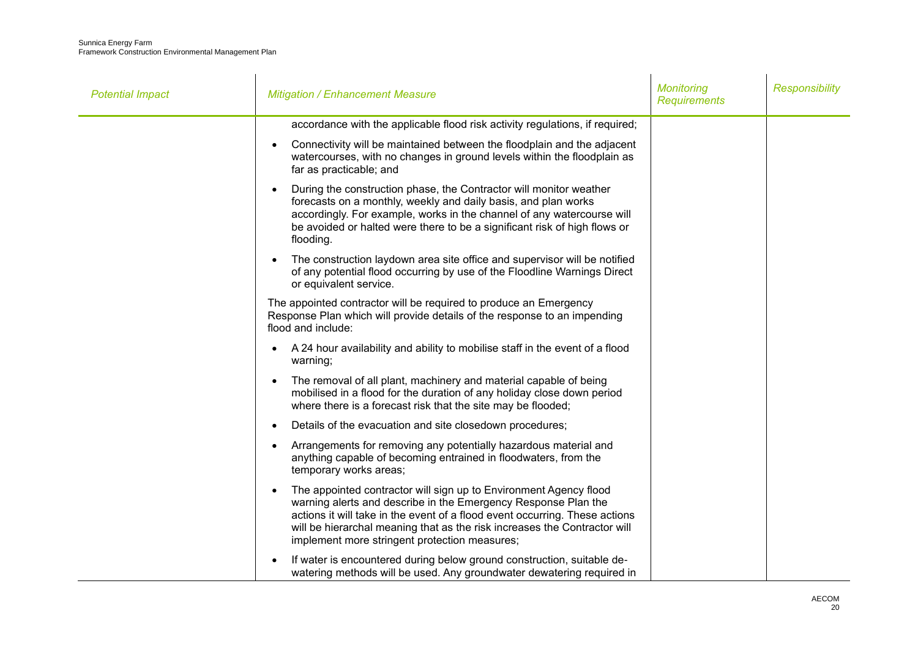| Potential Impact | Mitigation / Enhancement Measure | Monitoring Requirements | Responsibility |
|---|---|---|---|
| | accordance with the applicable flood risk activity regulations, if required;<br><br>• Connectivity will be maintained between the floodplain and the adjacent watercourses, with no changes in ground levels within the floodplain as far as practicable; and<br><br>• During the construction phase, the Contractor will monitor weather forecasts on a monthly, weekly and daily basis, and plan works accordingly. For example, works in the channel of any watercourse will be avoided or halted were there to be a significant risk of high flows or flooding.<br><br>• The construction laydown area site office and supervisor will be notified of any potential flood occurring by use of the Floodline Warnings Direct or equivalent service.<br><br>The appointed contractor will be required to produce an Emergency Response Plan which will provide details of the response to an impending flood and include:<br><br>• A 24 hour availability and ability to mobilise staff in the event of a flood warning;<br><br>• The removal of all plant, machinery and material capable of being mobilised in a flood for the duration of any holiday close down period where there is a forecast risk that the site may be flooded;<br><br>• Details of the evacuation and site closedown procedures;<br><br>• Arrangements for removing any potentially hazardous material and anything capable of becoming entrained in floodwaters, from the temporary works areas;<br><br>• The appointed contractor will sign up to Environment Agency flood warning alerts and describe in the Emergency Response Plan the actions it will take in the event of a flood event occurring. These actions will be hierarchal meaning that as the risk increases the Contractor will implement more stringent protection measures;<br><br>• If water is encountered during below ground construction, suitable de-watering methods will be used. Any groundwater dewatering required in | | |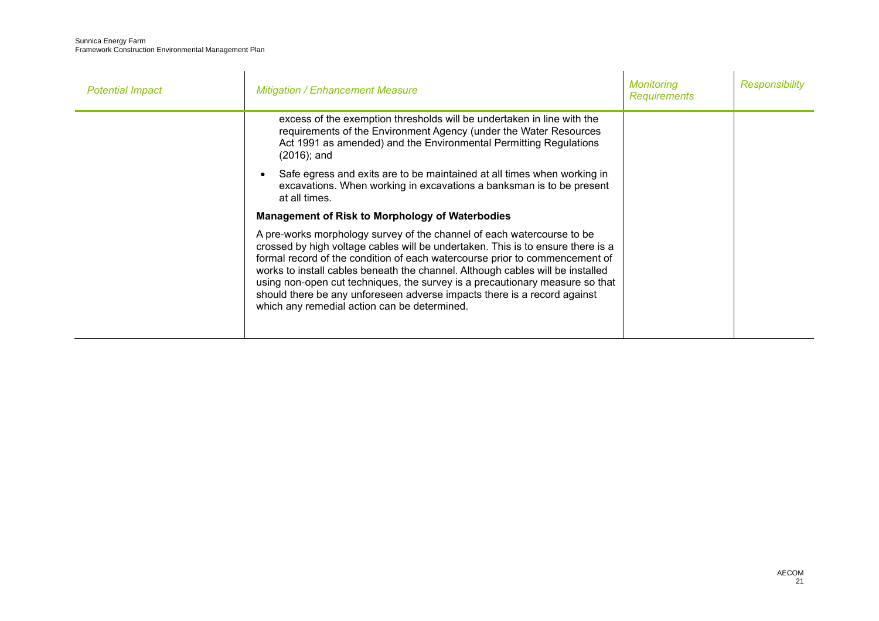| Potential Impact | Mitigation / Enhancement Measure | Monitoring Requirements | Responsibility |
|---|---|---|---|
| | excess of the exemption thresholds will be undertaken in line with the requirements of the Environment Agency (under the Water Resources Act 1991 as amended) and the Environmental Permitting Regulations (2016); and<br><br>• Safe egress and exits are to be maintained at all times when working in excavations. When working in excavations a banksman is to be present at all times.<br><br>**Management of Risk to Morphology of Waterbodies**<br><br>A pre-works morphology survey of the channel of each watercourse to be crossed by high voltage cables will be undertaken. This is to ensure there is a formal record of the condition of each watercourse prior to commencement of works to install cables beneath the channel. Although cables will be installed using non-open cut techniques, the survey is a precautionary measure so that should there be any unforeseen adverse impacts there is a record against which any remedial action can be determined. | | |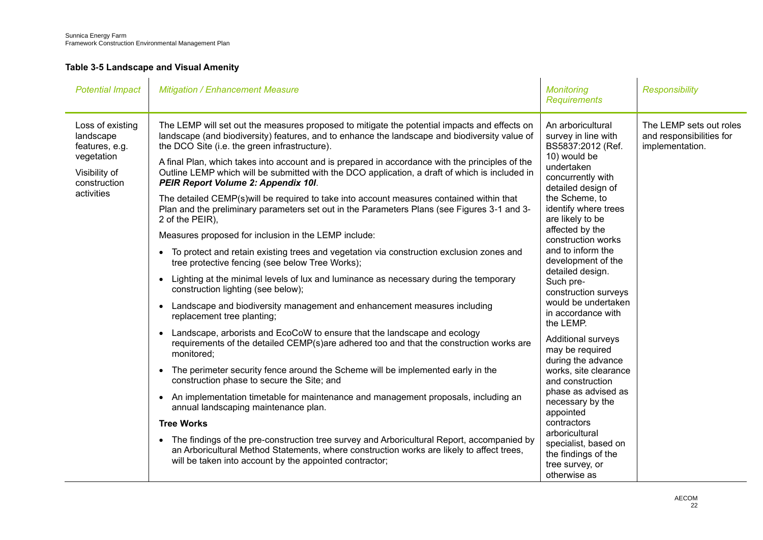**Table 3-5 Landscape and Visual Amenity**

| *Potential Impact* | *Mitigation / Enhancement Measure* | *Monitoring Requirements* | *Responsibility* |
|---|---|---|---|
| Loss of existing landscape features, e.g. vegetation<br><br>Visibility of construction activities | The LEMP will set out the measures proposed to mitigate the potential impacts and effects on landscape (and biodiversity) features, and to enhance the landscape and biodiversity value of the DCO Site (i.e. the green infrastructure).<br><br>A final Plan, which takes into account and is prepared in accordance with the principles of the Outline LEMP which will be submitted with the DCO application, a draft of which is included in ***PEIR Report Volume 2: Appendix 10I***.<br><br>The detailed CEMP(s)will be required to take into account measures contained within that Plan and the preliminary parameters set out in the Parameters Plans (see Figures 3-1 and 3-2 of the PEIR),<br><br>Measures proposed for inclusion in the LEMP include:<br><br>• To protect and retain existing trees and vegetation via construction exclusion zones and tree protective fencing (see below Tree Works);<br>• Lighting at the minimal levels of lux and luminance as necessary during the temporary construction lighting (see below);<br>• Landscape and biodiversity management and enhancement measures including replacement tree planting;<br>• Landscape, arborists and EcoCoW to ensure that the landscape and ecology requirements of the detailed CEMP(s)are adhered too and that the construction works are monitored;<br>• The perimeter security fence around the Scheme will be implemented early in the construction phase to secure the Site; and<br>• An implementation timetable for maintenance and management proposals, including an annual landscaping maintenance plan.<br><br>**Tree Works**<br><br>• The findings of the pre-construction tree survey and Arboricultural Report, accompanied by an Arboricultural Method Statements, where construction works are likely to affect trees, will be taken into account by the appointed contractor; | An arboricultural survey in line with BS5837:2012 (Ref. 10) would be undertaken concurrently with detailed design of the Scheme, to identify where trees are likely to be affected by the construction works and to inform the development of the detailed design. Such pre-construction surveys would be undertaken in accordance with the LEMP.<br><br>Additional surveys may be required during the advance works, site clearance and construction phase as advised as necessary by the appointed contractors arboricultural specialist, based on the findings of the tree survey, or otherwise as | The LEMP sets out roles and responsibilities for implementation. |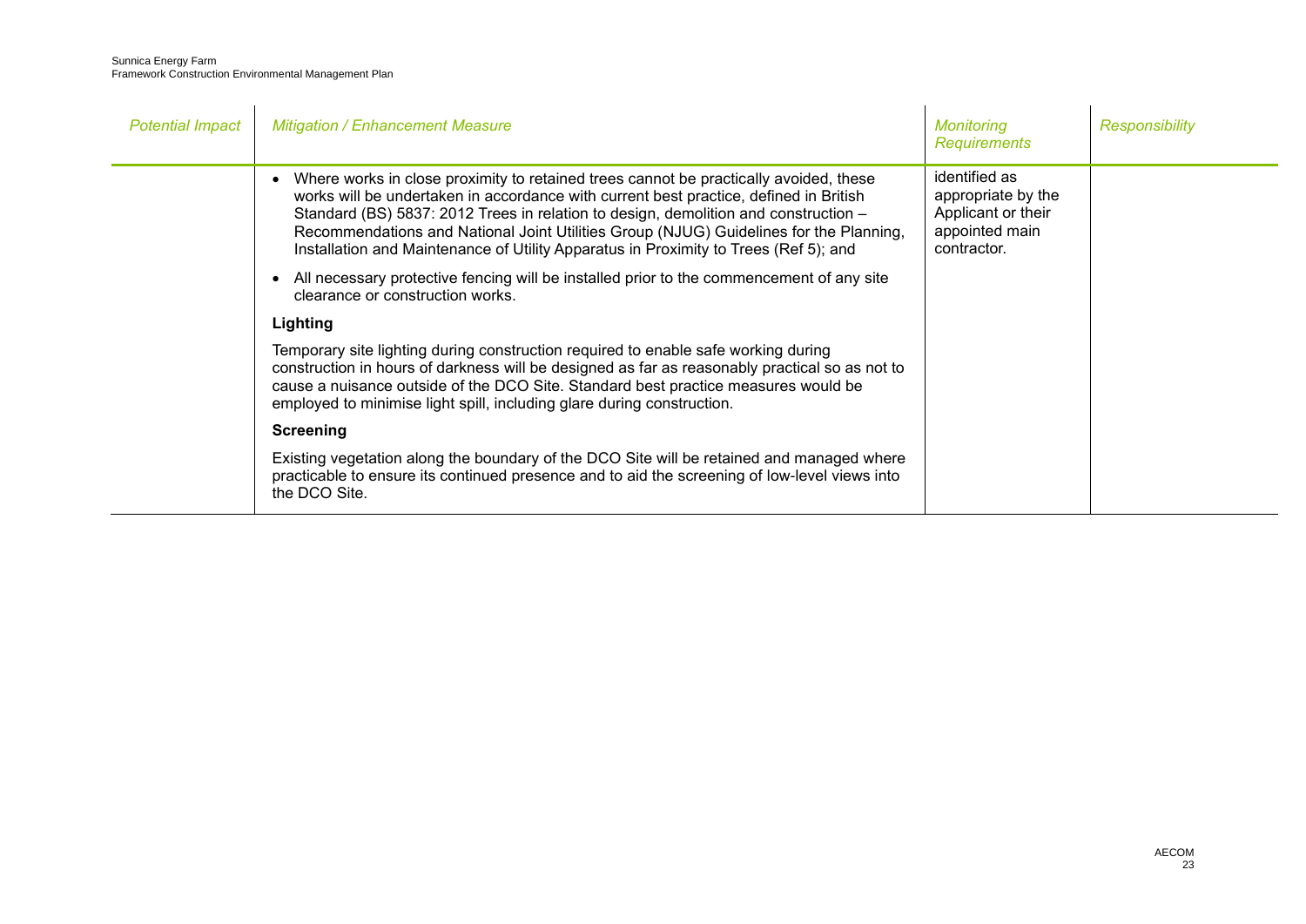| *Potential Impact* | *Mitigation / Enhancement Measure* | *Monitoring Requirements* | *Responsibility* |
|---|---|---|---|
| | • Where works in close proximity to retained trees cannot be practically avoided, these works will be undertaken in accordance with current best practice, defined in British Standard (BS) 5837: 2012 Trees in relation to design, demolition and construction – Recommendations and National Joint Utilities Group (NJUG) Guidelines for the Planning, Installation and Maintenance of Utility Apparatus in Proximity to Trees (Ref 5); and<br><br>• All necessary protective fencing will be installed prior to the commencement of any site clearance or construction works.<br><br>**Lighting**<br><br>Temporary site lighting during construction required to enable safe working during construction in hours of darkness will be designed as far as reasonably practical so as not to cause a nuisance outside of the DCO Site. Standard best practice measures would be employed to minimise light spill, including glare during construction.<br><br>**Screening**<br><br>Existing vegetation along the boundary of the DCO Site will be retained and managed where practicable to ensure its continued presence and to aid the screening of low-level views into the DCO Site. | identified as appropriate by the Applicant or their appointed main contractor. | |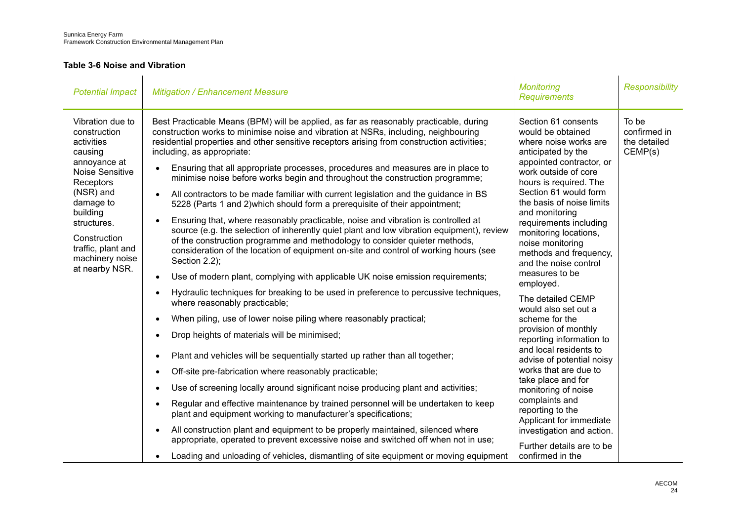**Table 3-6 Noise and Vibration**

| *Potential Impact* | *Mitigation / Enhancement Measure* | *Monitoring Requirements* | *Responsibility* |
|---|---|---|---|
| Vibration due to construction activities causing annoyance at Noise Sensitive Receptors (NSR) and damage to building structures.<br><br>Construction traffic, plant and machinery noise at nearby NSR. | Best Practicable Means (BPM) will be applied, as far as reasonably practicable, during construction works to minimise noise and vibration at NSRs, including, neighbouring residential properties and other sensitive receptors arising from construction activities; including, as appropriate:<br><br>• Ensuring that all appropriate processes, procedures and measures are in place to minimise noise before works begin and throughout the construction programme;<br>• All contractors to be made familiar with current legislation and the guidance in BS 5228 (Parts 1 and 2)which should form a prerequisite of their appointment;<br>• Ensuring that, where reasonably practicable, noise and vibration is controlled at source (e.g. the selection of inherently quiet plant and low vibration equipment), review of the construction programme and methodology to consider quieter methods, consideration of the location of equipment on-site and control of working hours (see Section 2.2);<br>• Use of modern plant, complying with applicable UK noise emission requirements;<br>• Hydraulic techniques for breaking to be used in preference to percussive techniques, where reasonably practicable;<br>• When piling, use of lower noise piling where reasonably practical;<br>• Drop heights of materials will be minimised;<br>• Plant and vehicles will be sequentially started up rather than all together;<br>• Off-site pre-fabrication where reasonably practicable;<br>• Use of screening locally around significant noise producing plant and activities;<br>• Regular and effective maintenance by trained personnel will be undertaken to keep plant and equipment working to manufacturer's specifications;<br>• All construction plant and equipment to be properly maintained, silenced where appropriate, operated to prevent excessive noise and switched off when not in use;<br>• Loading and unloading of vehicles, dismantling of site equipment or moving equipment | Section 61 consents would be obtained where noise works are anticipated by the appointed contractor, or work outside of core hours is required. The Section 61 would form the basis of noise limits and monitoring requirements including monitoring locations, noise monitoring methods and frequency, and the noise control measures to be employed.<br><br>The detailed CEMP would also set out a scheme for the provision of monthly reporting information to and local residents to advise of potential noisy works that are due to take place and for monitoring of noise complaints and reporting to the Applicant for immediate investigation and action.<br><br>Further details are to be confirmed in the | To be confirmed in the detailed CEMP(s) |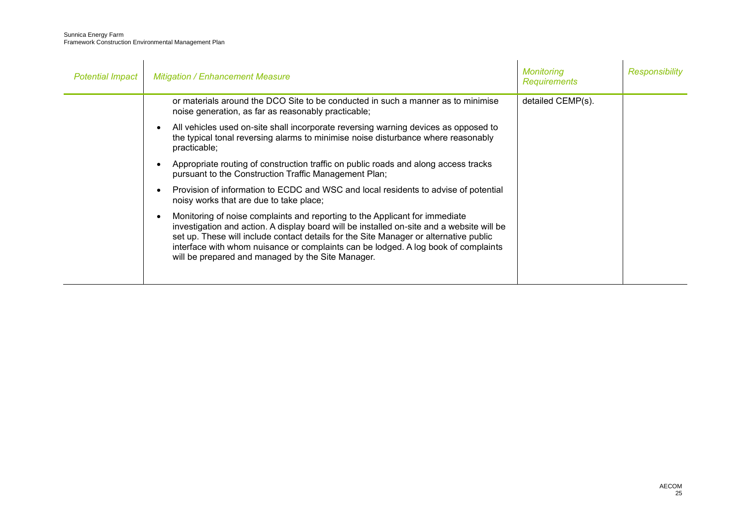| Potential Impact | Mitigation / Enhancement Measure | Monitoring Requirements | Responsibility |
|---|---|---|---|
| | or materials around the DCO Site to be conducted in such a manner as to minimise noise generation, as far as reasonably practicable;<br>• All vehicles used on-site shall incorporate reversing warning devices as opposed to the typical tonal reversing alarms to minimise noise disturbance where reasonably practicable;<br>• Appropriate routing of construction traffic on public roads and along access tracks pursuant to the Construction Traffic Management Plan;<br>• Provision of information to ECDC and WSC and local residents to advise of potential noisy works that are due to take place;<br>• Monitoring of noise complaints and reporting to the Applicant for immediate investigation and action. A display board will be installed on-site and a website will be set up. These will include contact details for the Site Manager or alternative public interface with whom nuisance or complaints can be lodged. A log book of complaints will be prepared and managed by the Site Manager. | detailed CEMP(s). | |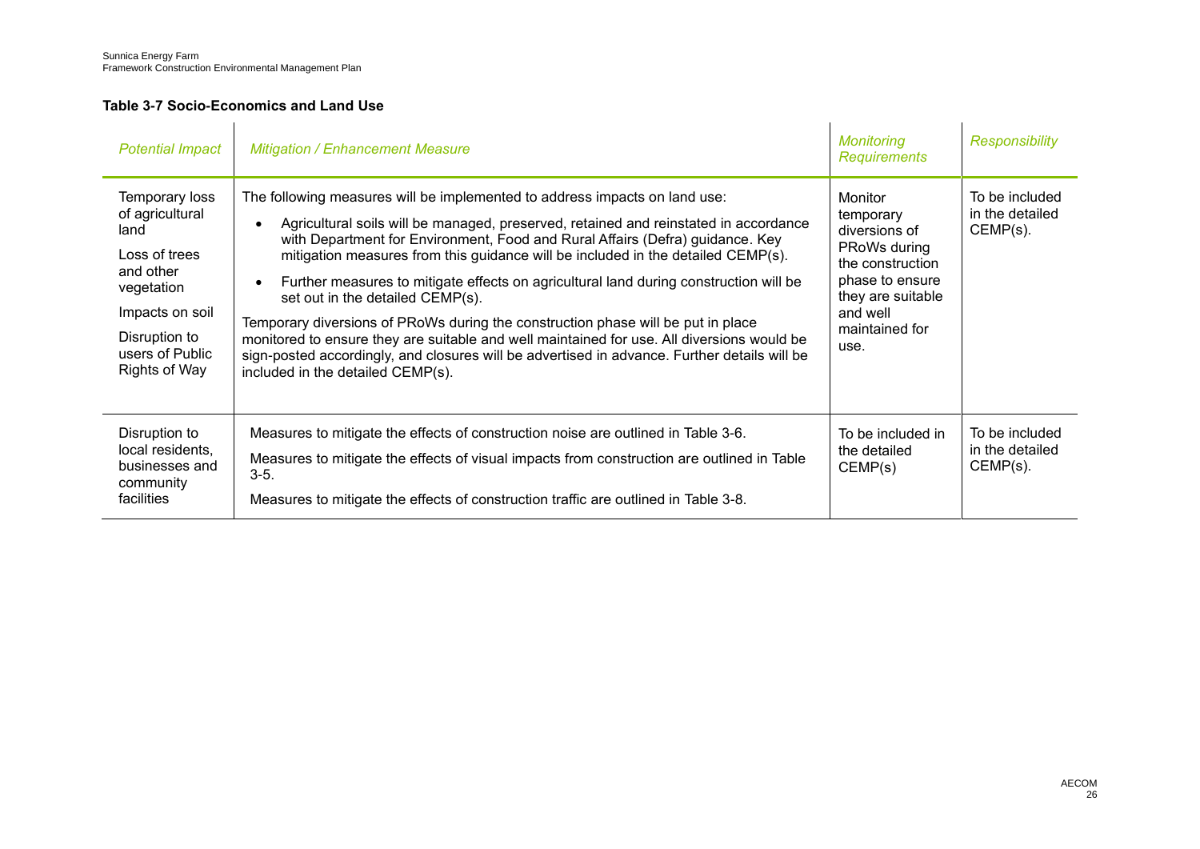**Table 3-7 Socio-Economics and Land Use**

| *Potential Impact* | *Mitigation / Enhancement Measure* | *Monitoring Requirements* | *Responsibility* |
|---|---|---|---|
| Temporary loss of agricultural land<br><br>Loss of trees and other vegetation<br><br>Impacts on soil<br><br>Disruption to users of Public Rights of Way | The following measures will be implemented to address impacts on land use:<br><br>• Agricultural soils will be managed, preserved, retained and reinstated in accordance with Department for Environment, Food and Rural Affairs (Defra) guidance. Key mitigation measures from this guidance will be included in the detailed CEMP(s).<br><br>• Further measures to mitigate effects on agricultural land during construction will be set out in the detailed CEMP(s).<br><br>Temporary diversions of PRoWs during the construction phase will be put in place monitored to ensure they are suitable and well maintained for use. All diversions would be sign-posted accordingly, and closures will be advertised in advance. Further details will be included in the detailed CEMP(s). | Monitor temporary diversions of PRoWs during the construction phase to ensure they are suitable and well maintained for use. | To be included in the detailed CEMP(s). |
| Disruption to local residents, businesses and community facilities | Measures to mitigate the effects of construction noise are outlined in Table 3-6.<br><br>Measures to mitigate the effects of visual impacts from construction are outlined in Table 3-5.<br><br>Measures to mitigate the effects of construction traffic are outlined in Table 3-8. | To be included in the detailed CEMP(s) | To be included in the detailed CEMP(s). |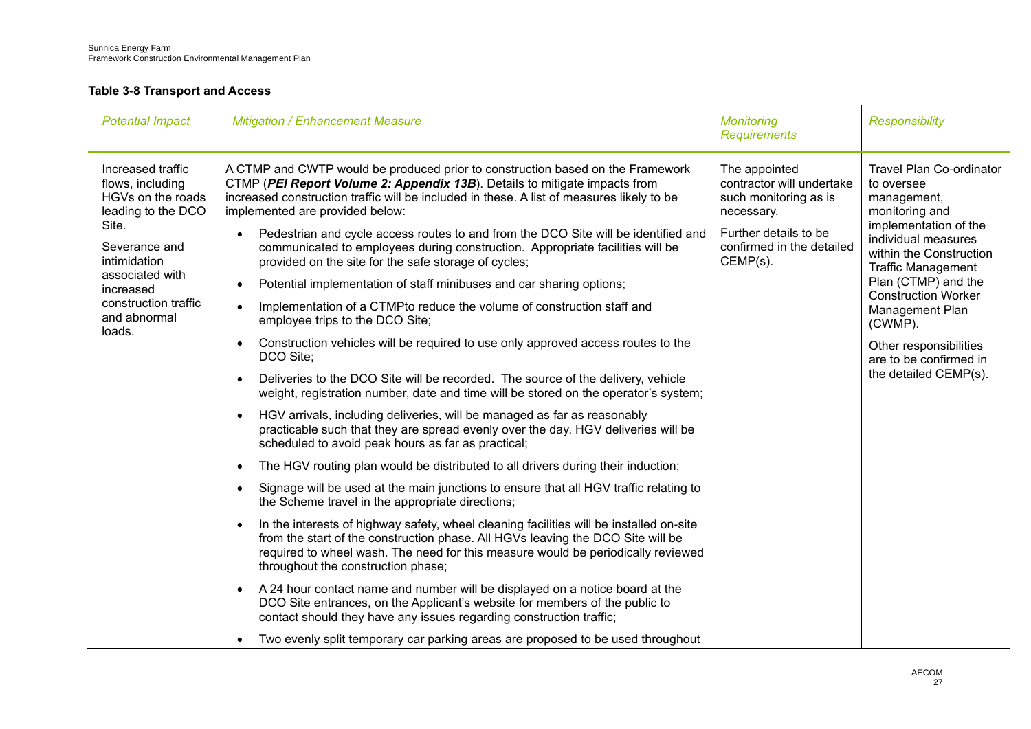**Table 3-8 Transport and Access**

| *Potential Impact* | *Mitigation / Enhancement Measure* | *Monitoring Requirements* | *Responsibility* |
|---|---|---|---|
| Increased traffic flows, including HGVs on the roads leading to the DCO Site.<br><br>Severance and intimidation associated with increased construction traffic and abnormal loads. | A CTMP and CWTP would be produced prior to construction based on the Framework CTMP (***PEI Report Volume 2: Appendix 13B***). Details to mitigate impacts from increased construction traffic will be included in these. A list of measures likely to be implemented are provided below:<br><br>• Pedestrian and cycle access routes to and from the DCO Site will be identified and communicated to employees during construction. Appropriate facilities will be provided on the site for the safe storage of cycles;<br>• Potential implementation of staff minibuses and car sharing options;<br>• Implementation of a CTMPto reduce the volume of construction staff and employee trips to the DCO Site;<br>• Construction vehicles will be required to use only approved access routes to the DCO Site;<br>• Deliveries to the DCO Site will be recorded. The source of the delivery, vehicle weight, registration number, date and time will be stored on the operator's system;<br>• HGV arrivals, including deliveries, will be managed as far as reasonably practicable such that they are spread evenly over the day. HGV deliveries will be scheduled to avoid peak hours as far as practical;<br>• The HGV routing plan would be distributed to all drivers during their induction;<br>• Signage will be used at the main junctions to ensure that all HGV traffic relating to the Scheme travel in the appropriate directions;<br>• In the interests of highway safety, wheel cleaning facilities will be installed on-site from the start of the construction phase. All HGVs leaving the DCO Site will be required to wheel wash. The need for this measure would be periodically reviewed throughout the construction phase;<br>• A 24 hour contact name and number will be displayed on a notice board at the DCO Site entrances, on the Applicant's website for members of the public to contact should they have any issues regarding construction traffic;<br>• Two evenly split temporary car parking areas are proposed to be used throughout | The appointed contractor will undertake such monitoring as is necessary.<br><br>Further details to be confirmed in the detailed CEMP(s). | Travel Plan Co-ordinator to oversee management, monitoring and implementation of the individual measures within the Construction Traffic Management Plan (CTMP) and the Construction Worker Management Plan (CWMP).<br><br>Other responsibilities are to be confirmed in the detailed CEMP(s). |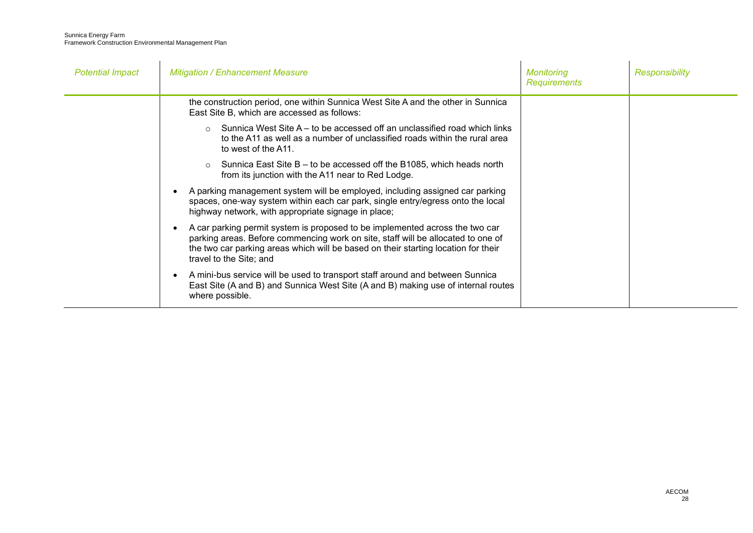| Potential Impact | Mitigation / Enhancement Measure | Monitoring Requirements | Responsibility |
|---|---|---|---|
| | the construction period, one within Sunnica West Site A and the other in Sunnica East Site B, which are accessed as follows:<br>◦ Sunnica West Site A – to be accessed off an unclassified road which links to the A11 as well as a number of unclassified roads within the rural area to west of the A11.<br>◦ Sunnica East Site B – to be accessed off the B1085, which heads north from its junction with the A11 near to Red Lodge.<br>• A parking management system will be employed, including assigned car parking spaces, one-way system within each car park, single entry/egress onto the local highway network, with appropriate signage in place;<br>• A car parking permit system is proposed to be implemented across the two car parking areas. Before commencing work on site, staff will be allocated to one of the two car parking areas which will be based on their starting location for their travel to the Site; and<br>• A mini-bus service will be used to transport staff around and between Sunnica East Site (A and B) and Sunnica West Site (A and B) making use of internal routes where possible. | | |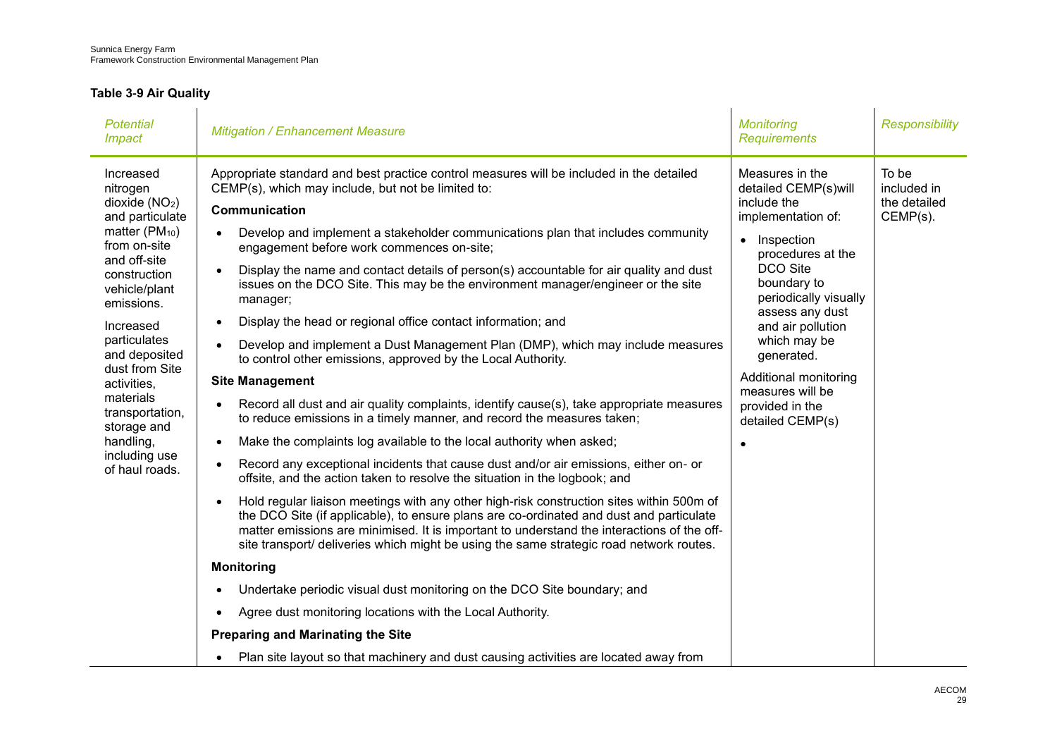**Table 3-9 Air Quality**

| *Potential Impact* | *Mitigation / Enhancement Measure* | *Monitoring Requirements* | *Responsibility* |
|---|---|---|---|
| Increased nitrogen dioxide ($NO_2$) and particulate matter ($PM_{10}$) from on-site and off-site construction vehicle/plant emissions.<br><br>Increased particulates and deposited dust from Site activities, materials transportation, storage and handling, including use of haul roads. | Appropriate standard and best practice control measures will be included in the detailed CEMP(s), which may include, but not be limited to:<br><br>**Communication**<br><br>• Develop and implement a stakeholder communications plan that includes community engagement before work commences on-site;<br>• Display the name and contact details of person(s) accountable for air quality and dust issues on the DCO Site. This may be the environment manager/engineer or the site manager;<br>• Display the head or regional office contact information; and<br>• Develop and implement a Dust Management Plan (DMP), which may include measures to control other emissions, approved by the Local Authority.<br><br>**Site Management**<br><br>• Record all dust and air quality complaints, identify cause(s), take appropriate measures to reduce emissions in a timely manner, and record the measures taken;<br>• Make the complaints log available to the local authority when asked;<br>• Record any exceptional incidents that cause dust and/or air emissions, either on- or offsite, and the action taken to resolve the situation in the logbook; and<br>• Hold regular liaison meetings with any other high-risk construction sites within 500m of the DCO Site (if applicable), to ensure plans are co-ordinated and dust and particulate matter emissions are minimised. It is important to understand the interactions of the off-site transport/ deliveries which might be using the same strategic road network routes.<br><br>**Monitoring**<br><br>• Undertake periodic visual dust monitoring on the DCO Site boundary; and<br>• Agree dust monitoring locations with the Local Authority.<br><br>**Preparing and Marinating the Site**<br><br>• Plan site layout so that machinery and dust causing activities are located away from | Measures in the detailed CEMP(s)will include the implementation of:<br><br>• Inspection procedures at the DCO Site boundary to periodically visually assess any dust and air pollution which may be generated.<br><br>Additional monitoring measures will be provided in the detailed CEMP(s)<br><br>• | To be included in the detailed CEMP(s). |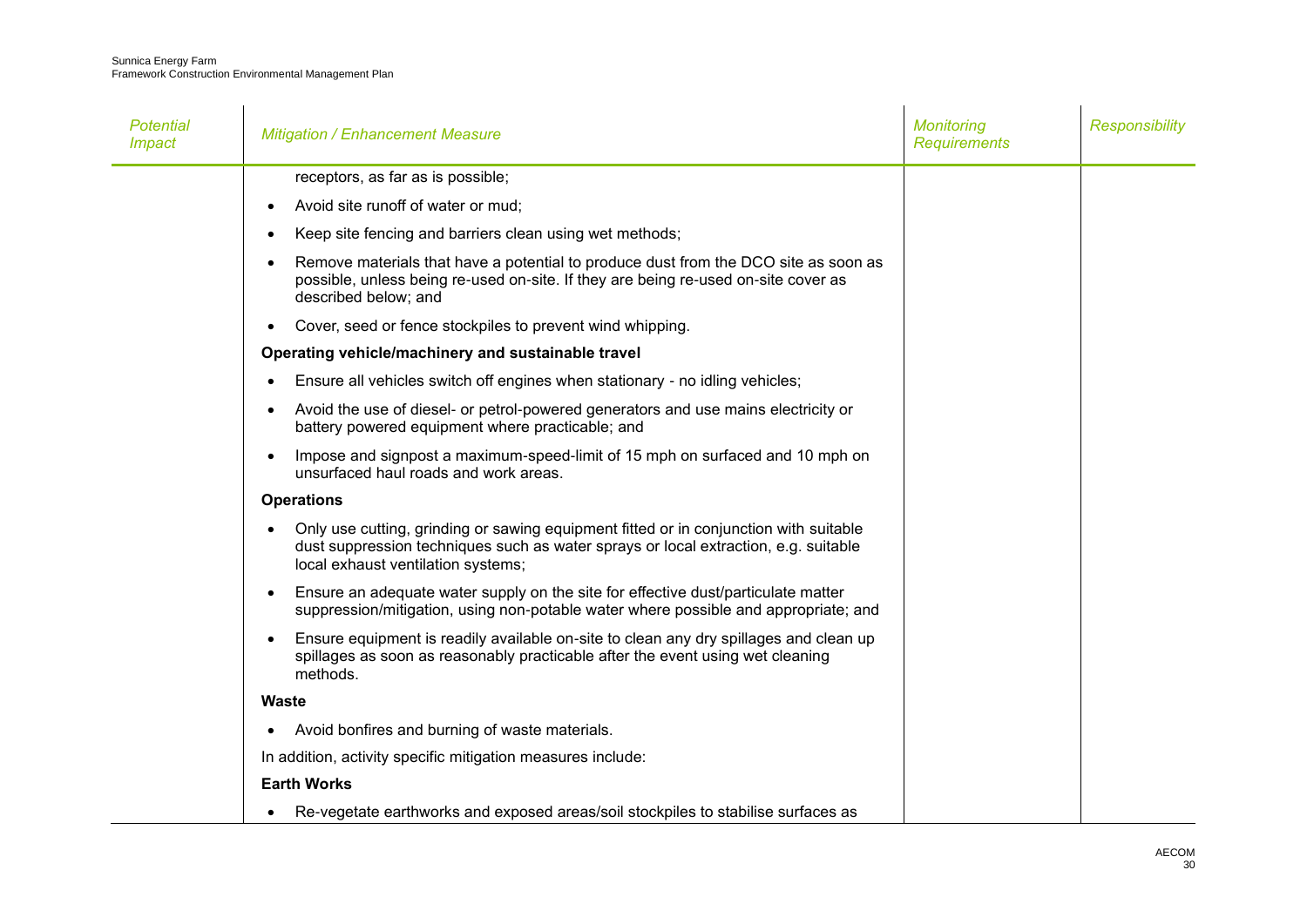| Potential Impact | Mitigation / Enhancement Measure | Monitoring Requirements | Responsibility |
|---|---|---|---|
| | receptors, as far as is possible;<br>• Avoid site runoff of water or mud;<br>• Keep site fencing and barriers clean using wet methods;<br>• Remove materials that have a potential to produce dust from the DCO site as soon as possible, unless being re-used on-site. If they are being re-used on-site cover as described below; and<br>• Cover, seed or fence stockpiles to prevent wind whipping.<br>**Operating vehicle/machinery and sustainable travel**<br>• Ensure all vehicles switch off engines when stationary - no idling vehicles;<br>• Avoid the use of diesel- or petrol-powered generators and use mains electricity or battery powered equipment where practicable; and<br>• Impose and signpost a maximum-speed-limit of 15 mph on surfaced and 10 mph on unsurfaced haul roads and work areas.<br>**Operations**<br>• Only use cutting, grinding or sawing equipment fitted or in conjunction with suitable dust suppression techniques such as water sprays or local extraction, e.g. suitable local exhaust ventilation systems;<br>• Ensure an adequate water supply on the site for effective dust/particulate matter suppression/mitigation, using non-potable water where possible and appropriate; and<br>• Ensure equipment is readily available on-site to clean any dry spillages and clean up spillages as soon as reasonably practicable after the event using wet cleaning methods.<br>**Waste**<br>• Avoid bonfires and burning of waste materials.<br>In addition, activity specific mitigation measures include:<br>**Earth Works**<br>• Re-vegetate earthworks and exposed areas/soil stockpiles to stabilise surfaces as | | |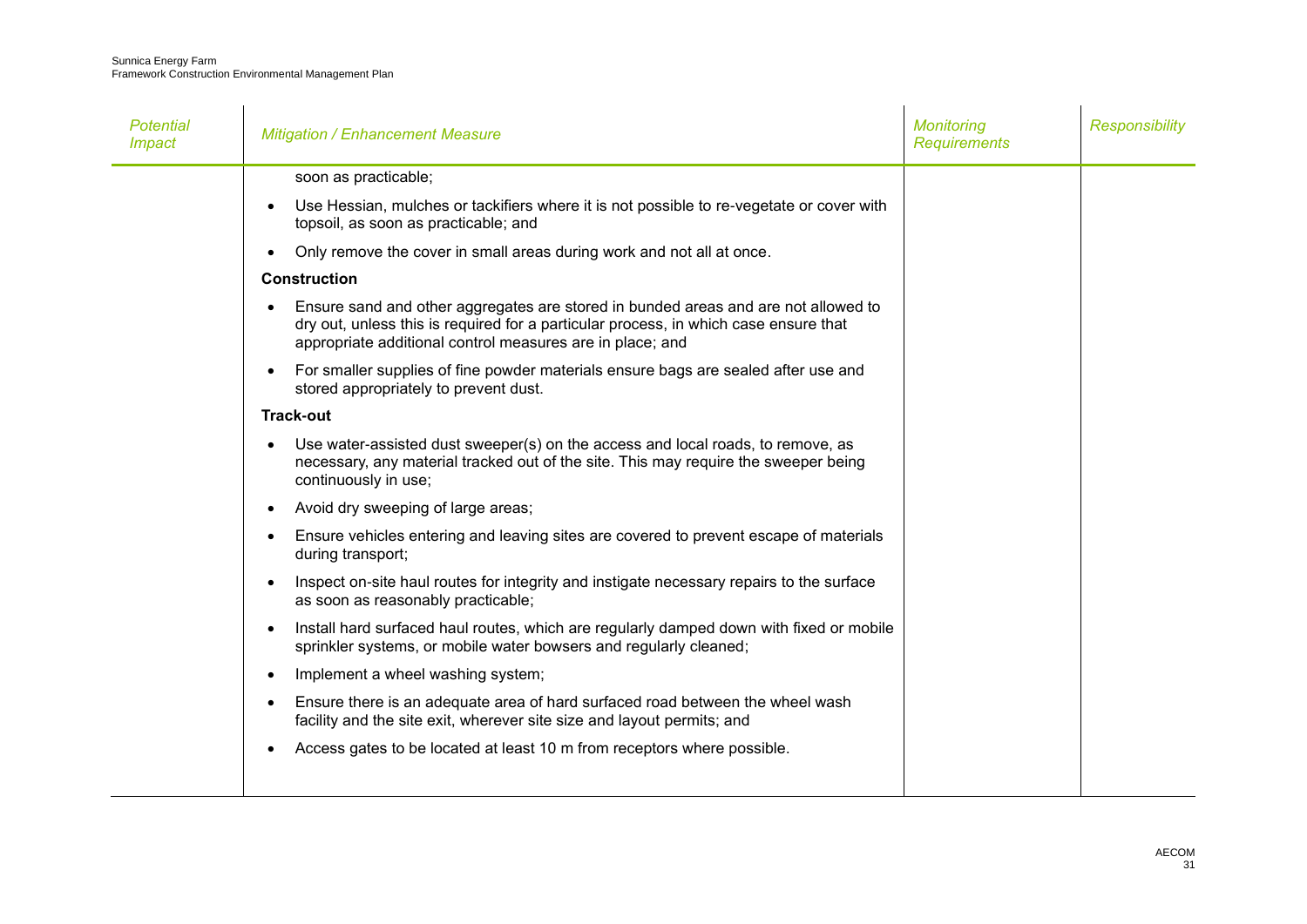| *Potential Impact* | *Mitigation / Enhancement Measure* | *Monitoring Requirements* | *Responsibility* |
|---|---|---|---|
| | soon as practicable;<br>• Use Hessian, mulches or tackifiers where it is not possible to re-vegetate or cover with topsoil, as soon as practicable; and<br>• Only remove the cover in small areas during work and not all at once.<br>**Construction**<br>• Ensure sand and other aggregates are stored in bunded areas and are not allowed to dry out, unless this is required for a particular process, in which case ensure that appropriate additional control measures are in place; and<br>• For smaller supplies of fine powder materials ensure bags are sealed after use and stored appropriately to prevent dust.<br>**Track-out**<br>• Use water-assisted dust sweeper(s) on the access and local roads, to remove, as necessary, any material tracked out of the site. This may require the sweeper being continuously in use;<br>• Avoid dry sweeping of large areas;<br>• Ensure vehicles entering and leaving sites are covered to prevent escape of materials during transport;<br>• Inspect on-site haul routes for integrity and instigate necessary repairs to the surface as soon as reasonably practicable;<br>• Install hard surfaced haul routes, which are regularly damped down with fixed or mobile sprinkler systems, or mobile water bowsers and regularly cleaned;<br>• Implement a wheel washing system;<br>• Ensure there is an adequate area of hard surfaced road between the wheel wash facility and the site exit, wherever site size and layout permits; and<br>• Access gates to be located at least 10 m from receptors where possible. | | |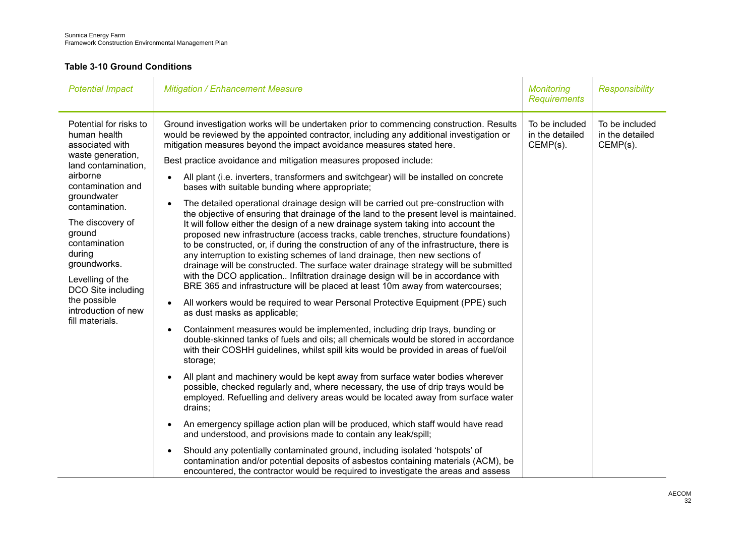**Table 3-10 Ground Conditions**

| *Potential Impact* | *Mitigation / Enhancement Measure* | *Monitoring Requirements* | *Responsibility* |
|---|---|---|---|
| Potential for risks to human health associated with waste generation, land contamination, airborne contamination and groundwater contamination.<br><br>The discovery of ground contamination during groundworks.<br><br>Levelling of the DCO Site including the possible introduction of new fill materials. | Ground investigation works will be undertaken prior to commencing construction. Results would be reviewed by the appointed contractor, including any additional investigation or mitigation measures beyond the impact avoidance measures stated here.<br><br>Best practice avoidance and mitigation measures proposed include:<br><br>• All plant (i.e. inverters, transformers and switchgear) will be installed on concrete bases with suitable bunding where appropriate;<br><br>• The detailed operational drainage design will be carried out pre-construction with the objective of ensuring that drainage of the land to the present level is maintained. It will follow either the design of a new drainage system taking into account the proposed new infrastructure (access tracks, cable trenches, structure foundations) to be constructed, or, if during the construction of any of the infrastructure, there is any interruption to existing schemes of land drainage, then new sections of drainage will be constructed. The surface water drainage strategy will be submitted with the DCO application.. Infiltration drainage design will be in accordance with BRE 365 and infrastructure will be placed at least 10m away from watercourses;<br><br>• All workers would be required to wear Personal Protective Equipment (PPE) such as dust masks as applicable;<br><br>• Containment measures would be implemented, including drip trays, bunding or double-skinned tanks of fuels and oils; all chemicals would be stored in accordance with their COSHH guidelines, whilst spill kits would be provided in areas of fuel/oil storage;<br><br>• All plant and machinery would be kept away from surface water bodies wherever possible, checked regularly and, where necessary, the use of drip trays would be employed. Refuelling and delivery areas would be located away from surface water drains;<br><br>• An emergency spillage action plan will be produced, which staff would have read and understood, and provisions made to contain any leak/spill;<br><br>• Should any potentially contaminated ground, including isolated 'hotspots' of contamination and/or potential deposits of asbestos containing materials (ACM), be encountered, the contractor would be required to investigate the areas and assess | To be included in the detailed CEMP(s). | To be included in the detailed CEMP(s). |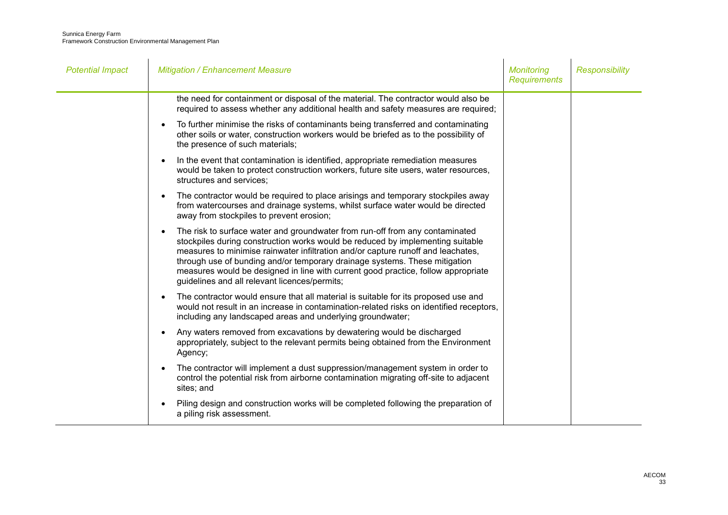| Potential Impact | Mitigation / Enhancement Measure | Monitoring Requirements | Responsibility |
|---|---|---|---|
| | the need for containment or disposal of the material. The contractor would also be required to assess whether any additional health and safety measures are required;<br>• To further minimise the risks of contaminants being transferred and contaminating other soils or water, construction workers would be briefed as to the possibility of the presence of such materials;<br>• In the event that contamination is identified, appropriate remediation measures would be taken to protect construction workers, future site users, water resources, structures and services;<br>• The contractor would be required to place arisings and temporary stockpiles away from watercourses and drainage systems, whilst surface water would be directed away from stockpiles to prevent erosion;<br>• The risk to surface water and groundwater from run-off from any contaminated stockpiles during construction works would be reduced by implementing suitable measures to minimise rainwater infiltration and/or capture runoff and leachates, through use of bunding and/or temporary drainage systems. These mitigation measures would be designed in line with current good practice, follow appropriate guidelines and all relevant licences/permits;<br>• The contractor would ensure that all material is suitable for its proposed use and would not result in an increase in contamination-related risks on identified receptors, including any landscaped areas and underlying groundwater;<br>• Any waters removed from excavations by dewatering would be discharged appropriately, subject to the relevant permits being obtained from the Environment Agency;<br>• The contractor will implement a dust suppression/management system in order to control the potential risk from airborne contamination migrating off-site to adjacent sites; and<br>• Piling design and construction works will be completed following the preparation of a piling risk assessment. | | |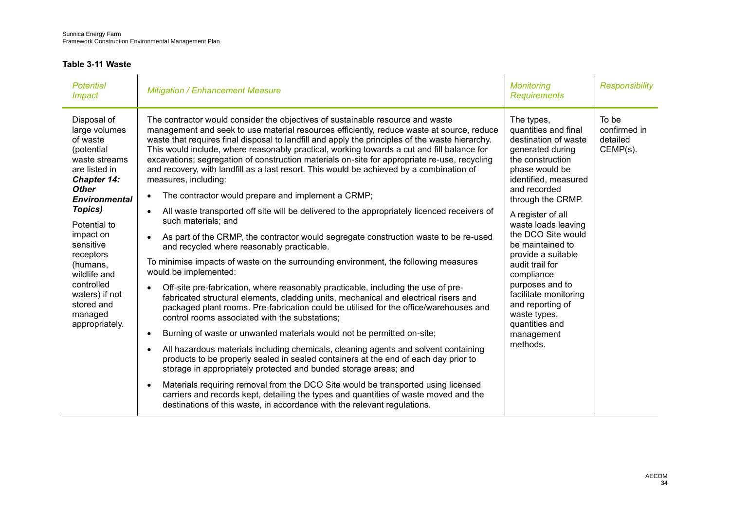**Table 3-11 Waste**

| *Potential Impact* | *Mitigation / Enhancement Measure* | *Monitoring Requirements* | *Responsibility* |
|---|---|---|---|
| Disposal of large volumes of waste (potential waste streams are listed in ***Chapter 14: Other Environmental Topics)*** <br><br> Potential to impact on sensitive receptors (humans, wildlife and controlled waters) if not stored and managed appropriately. | The contractor would consider the objectives of sustainable resource and waste management and seek to use material resources efficiently, reduce waste at source, reduce waste that requires final disposal to landfill and apply the principles of the waste hierarchy. This would include, where reasonably practical, working towards a cut and fill balance for excavations; segregation of construction materials on-site for appropriate re-use, recycling and recovery, with landfill as a last resort. This would be achieved by a combination of measures, including: <br><br> • The contractor would prepare and implement a CRMP; <br> • All waste transported off site will be delivered to the appropriately licenced receivers of such materials; and <br> • As part of the CRMP, the contractor would segregate construction waste to be re-used and recycled where reasonably practicable. <br><br> To minimise impacts of waste on the surrounding environment, the following measures would be implemented: <br><br> • Off-site pre-fabrication, where reasonably practicable, including the use of pre-fabricated structural elements, cladding units, mechanical and electrical risers and packaged plant rooms. Pre-fabrication could be utilised for the office/warehouses and control rooms associated with the substations; <br> • Burning of waste or unwanted materials would not be permitted on-site; <br> • All hazardous materials including chemicals, cleaning agents and solvent containing products to be properly sealed in sealed containers at the end of each day prior to storage in appropriately protected and bunded storage areas; and <br> • Materials requiring removal from the DCO Site would be transported using licensed carriers and records kept, detailing the types and quantities of waste moved and the destinations of this waste, in accordance with the relevant regulations. | The types, quantities and final destination of waste generated during the construction phase would be identified, measured and recorded through the CRMP. <br><br> A register of all waste loads leaving the DCO Site would be maintained to provide a suitable audit trail for compliance purposes and to facilitate monitoring and reporting of waste types, quantities and management methods. | To be confirmed in detailed CEMP(s). |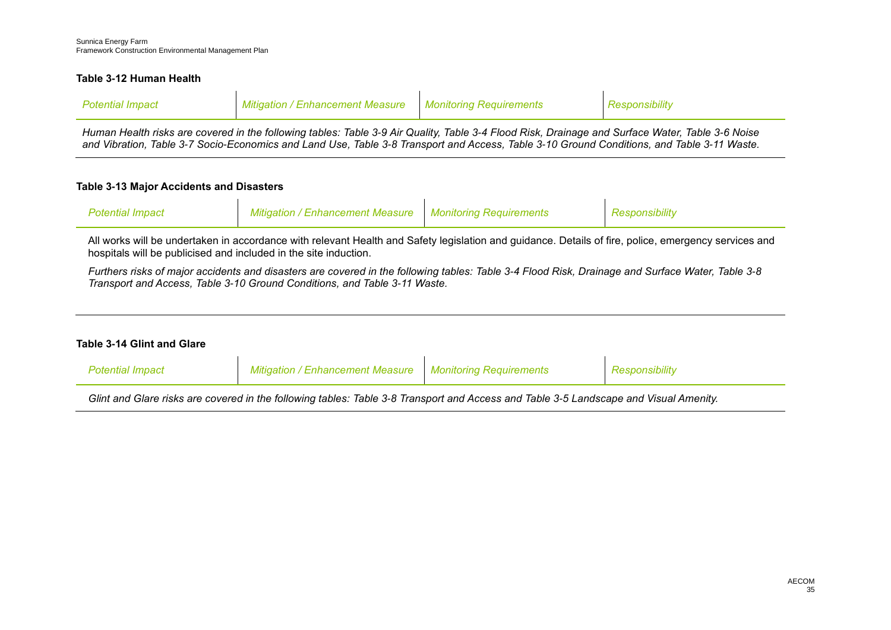**Table 3-12 Human Health**

| *Potential Impact* | *Mitigation / Enhancement Measure* | *Monitoring Requirements* | *Responsibility* |
|---|---|---|---|
| *Human Health risks are covered in the following tables: Table 3-9 Air Quality, Table 3-4 Flood Risk, Drainage and Surface Water, Table 3-6 Noise and Vibration, Table 3-7 Socio-Economics and Land Use, Table 3-8 Transport and Access, Table 3-10 Ground Conditions, and Table 3-11 Waste.* | | | |

**Table 3-13 Major Accidents and Disasters**

| *Potential Impact* | *Mitigation / Enhancement Measure* | *Monitoring Requirements* | *Responsibility* |
|---|---|---|---|
| All works will be undertaken in accordance with relevant Health and Safety legislation and guidance. Details of fire, police, emergency services and hospitals will be publicised and included in the site induction.<br><br>*Furthers risks of major accidents and disasters are covered in the following tables: Table 3-4 Flood Risk, Drainage and Surface Water, Table 3-8 Transport and Access, Table 3-10 Ground Conditions, and Table 3-11 Waste.* | | | |

**Table 3-14 Glint and Glare**

| *Potential Impact* | *Mitigation / Enhancement Measure* | *Monitoring Requirements* | *Responsibility* |
|---|---|---|---|
| *Glint and Glare risks are covered in the following tables: Table 3-8 Transport and Access and Table 3-5 Landscape and Visual Amenity.* | | | |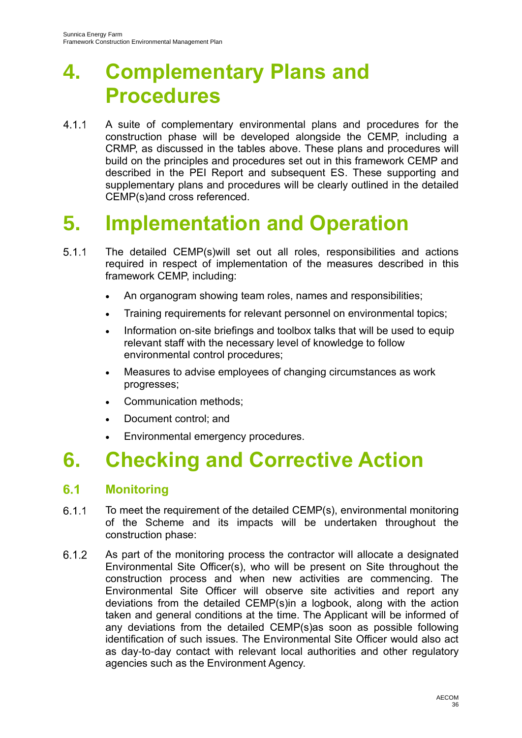# 4. Complementary Plans and Procedures

4.1.1 A suite of complementary environmental plans and procedures for the construction phase will be developed alongside the CEMP, including a CRMP, as discussed in the tables above. These plans and procedures will build on the principles and procedures set out in this framework CEMP and described in the PEI Report and subsequent ES. These supporting and supplementary plans and procedures will be clearly outlined in the detailed CEMP(s)and cross referenced.

# 5. Implementation and Operation

5.1.1 The detailed CEMP(s)will set out all roles, responsibilities and actions required in respect of implementation of the measures described in this framework CEMP, including:

- An organogram showing team roles, names and responsibilities;
- Training requirements for relevant personnel on environmental topics;
- Information on-site briefings and toolbox talks that will be used to equip relevant staff with the necessary level of knowledge to follow environmental control procedures;
- Measures to advise employees of changing circumstances as work progresses;
- Communication methods;
- Document control; and
- Environmental emergency procedures.

# 6. Checking and Corrective Action

## 6.1 Monitoring

6.1.1 To meet the requirement of the detailed CEMP(s), environmental monitoring of the Scheme and its impacts will be undertaken throughout the construction phase:

6.1.2 As part of the monitoring process the contractor will allocate a designated Environmental Site Officer(s), who will be present on Site throughout the construction process and when new activities are commencing. The Environmental Site Officer will observe site activities and report any deviations from the detailed CEMP(s)in a logbook, along with the action taken and general conditions at the time. The Applicant will be informed of any deviations from the detailed CEMP(s)as soon as possible following identification of such issues. The Environmental Site Officer would also act as day-to-day contact with relevant local authorities and other regulatory agencies such as the Environment Agency.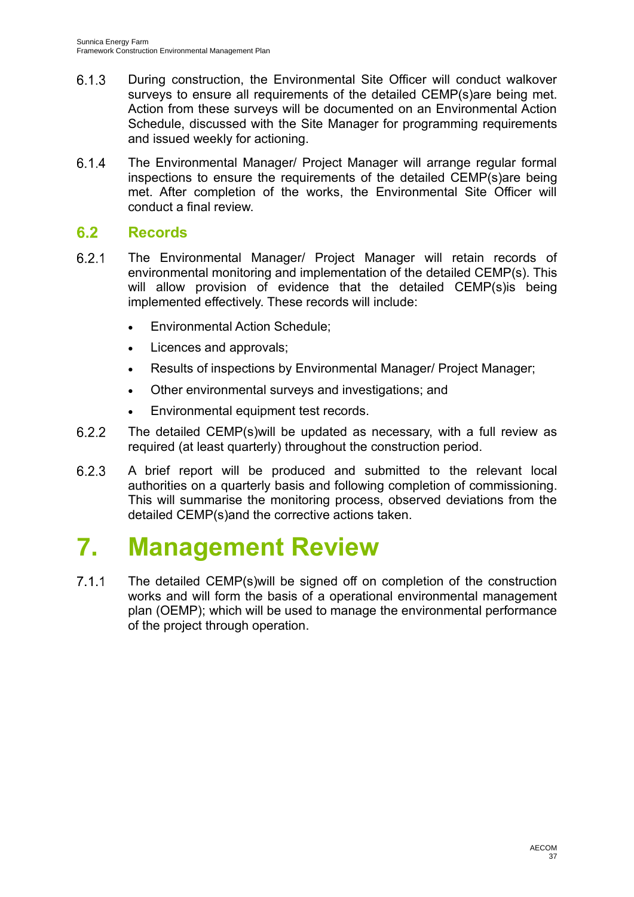6.1.3 During construction, the Environmental Site Officer will conduct walkover surveys to ensure all requirements of the detailed CEMP(s)are being met. Action from these surveys will be documented on an Environmental Action Schedule, discussed with the Site Manager for programming requirements and issued weekly for actioning.

6.1.4 The Environmental Manager/ Project Manager will arrange regular formal inspections to ensure the requirements of the detailed CEMP(s)are being met. After completion of the works, the Environmental Site Officer will conduct a final review.

## 6.2 Records

6.2.1 The Environmental Manager/ Project Manager will retain records of environmental monitoring and implementation of the detailed CEMP(s). This will allow provision of evidence that the detailed CEMP(s)is being implemented effectively. These records will include:

- Environmental Action Schedule;
- Licences and approvals;
- Results of inspections by Environmental Manager/ Project Manager;
- Other environmental surveys and investigations; and
- Environmental equipment test records.

6.2.2 The detailed CEMP(s)will be updated as necessary, with a full review as required (at least quarterly) throughout the construction period.

6.2.3 A brief report will be produced and submitted to the relevant local authorities on a quarterly basis and following completion of commissioning. This will summarise the monitoring process, observed deviations from the detailed CEMP(s)and the corrective actions taken.

# 7. Management Review

7.1.1 The detailed CEMP(s)will be signed off on completion of the construction works and will form the basis of a operational environmental management plan (OEMP); which will be used to manage the environmental performance of the project through operation.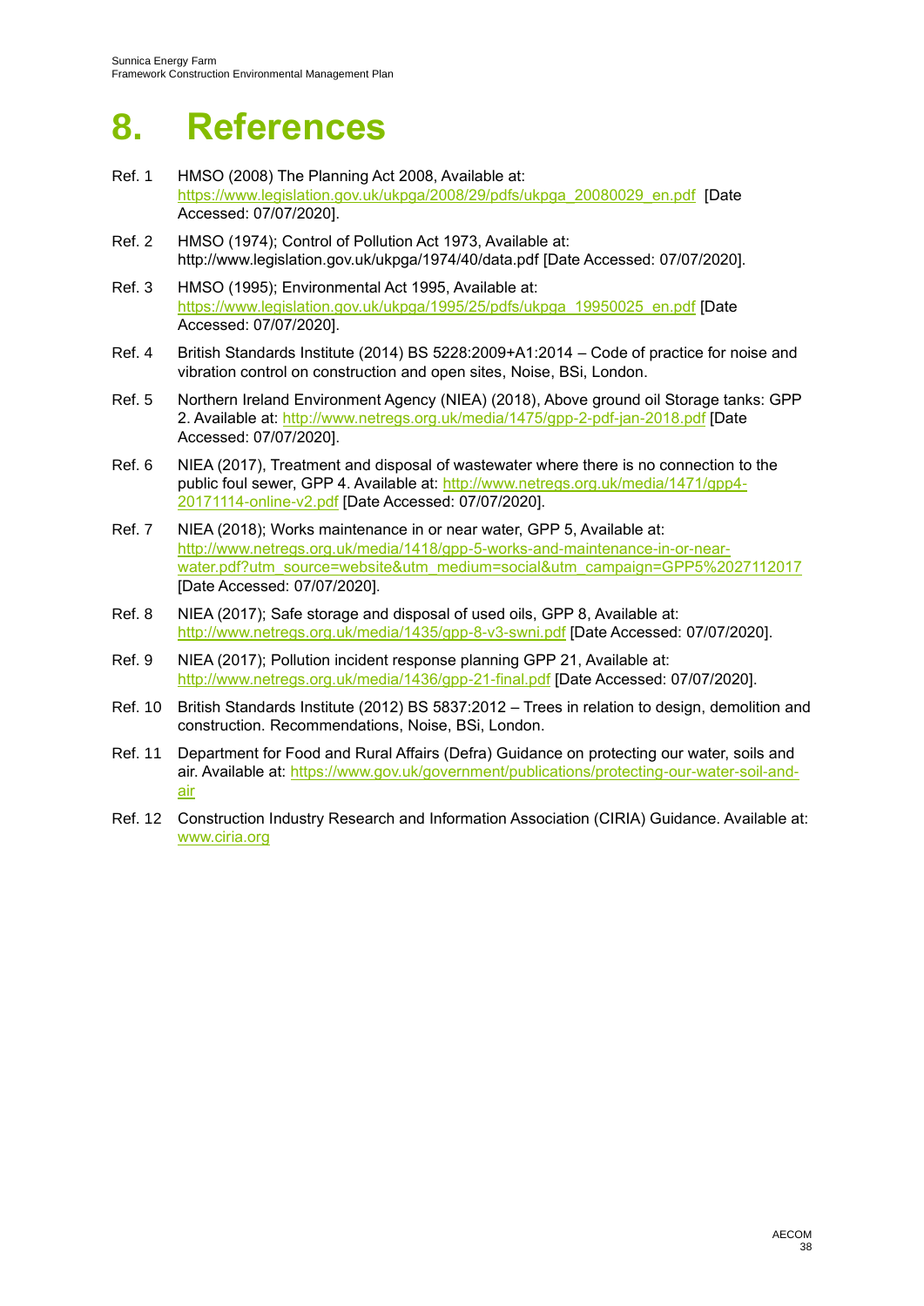# 8. References

Ref. 1 HMSO (2008) The Planning Act 2008, Available at: https://www.legislation.gov.uk/ukpga/2008/29/pdfs/ukpga_20080029_en.pdf [Date Accessed: 07/07/2020].

Ref. 2 HMSO (1974); Control of Pollution Act 1973, Available at: http://www.legislation.gov.uk/ukpga/1974/40/data.pdf [Date Accessed: 07/07/2020].

Ref. 3 HMSO (1995); Environmental Act 1995, Available at: https://www.legislation.gov.uk/ukpga/1995/25/pdfs/ukpga_19950025_en.pdf [Date Accessed: 07/07/2020].

Ref. 4 British Standards Institute (2014) BS 5228:2009+A1:2014 – Code of practice for noise and vibration control on construction and open sites, Noise, BSi, London.

Ref. 5 Northern Ireland Environment Agency (NIEA) (2018), Above ground oil Storage tanks: GPP 2. Available at: http://www.netregs.org.uk/media/1475/gpp-2-pdf-jan-2018.pdf [Date Accessed: 07/07/2020].

Ref. 6 NIEA (2017), Treatment and disposal of wastewater where there is no connection to the public foul sewer, GPP 4. Available at: http://www.netregs.org.uk/media/1471/gpp4-20171114-online-v2.pdf [Date Accessed: 07/07/2020].

Ref. 7 NIEA (2018); Works maintenance in or near water, GPP 5, Available at: http://www.netregs.org.uk/media/1418/gpp-5-works-and-maintenance-in-or-near-water.pdf?utm_source=website&utm_medium=social&utm_campaign=GPP5%2027112017 [Date Accessed: 07/07/2020].

Ref. 8 NIEA (2017); Safe storage and disposal of used oils, GPP 8, Available at: http://www.netregs.org.uk/media/1435/gpp-8-v3-swni.pdf [Date Accessed: 07/07/2020].

Ref. 9 NIEA (2017); Pollution incident response planning GPP 21, Available at: http://www.netregs.org.uk/media/1436/gpp-21-final.pdf [Date Accessed: 07/07/2020].

Ref. 10 British Standards Institute (2012) BS 5837:2012 – Trees in relation to design, demolition and construction. Recommendations, Noise, BSi, London.

Ref. 11 Department for Food and Rural Affairs (Defra) Guidance on protecting our water, soils and air. Available at: https://www.gov.uk/government/publications/protecting-our-water-soil-and-air

Ref. 12 Construction Industry Research and Information Association (CIRIA) Guidance. Available at: www.ciria.org